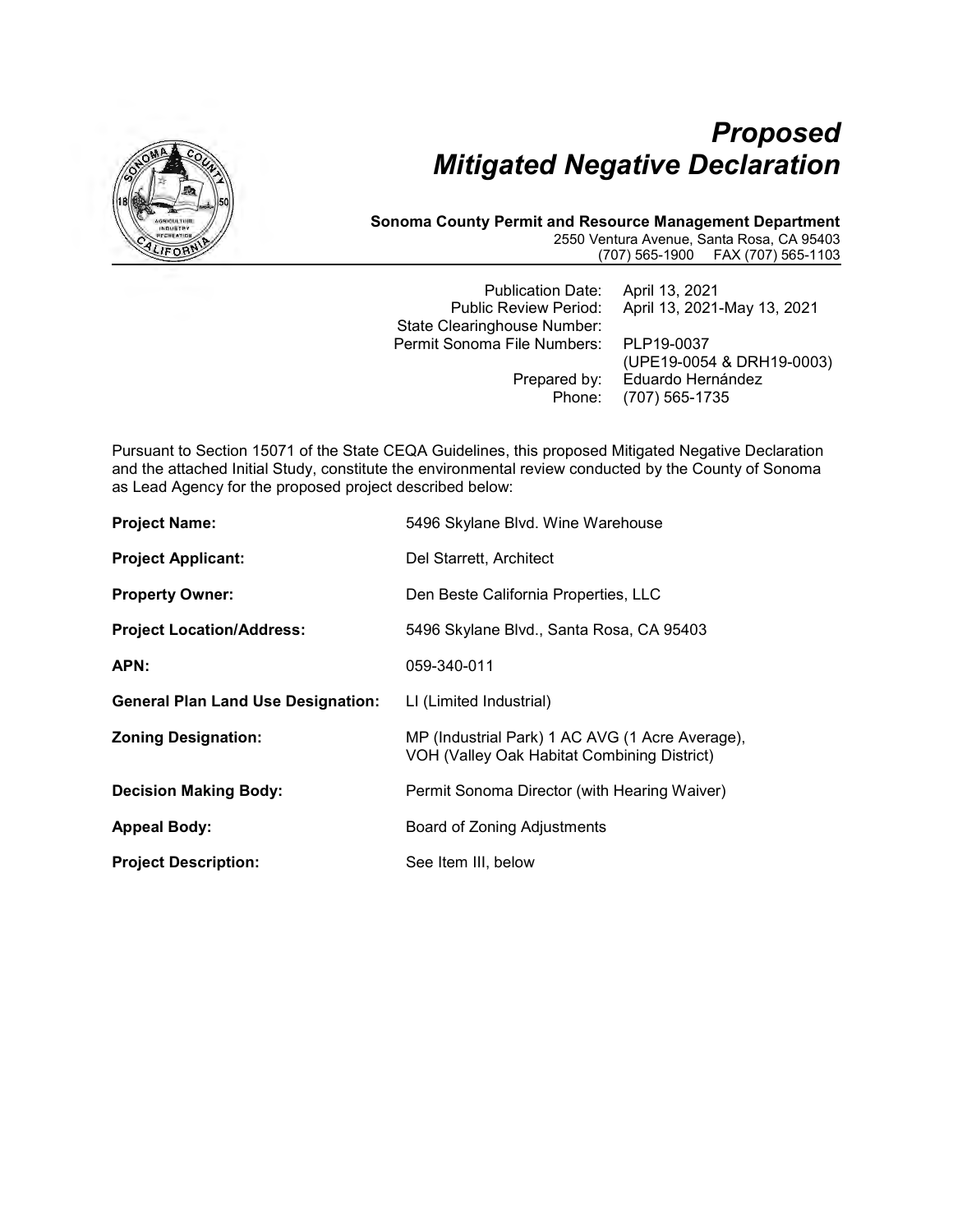# *Proposed Mitigated Negative Declaration*

**Sonoma County Permit and Resource Management Department**
2550 Ventura Avenue, Santa Rosa, CA 95403
(707) 565-1900 FAX (707) 565-1103

| | |
|---|---|
| Publication Date: | April 13, 2021 |
| Public Review Period: | April 13, 2021-May 13, 2021 |
| State Clearinghouse Number: | |
| Permit Sonoma File Numbers: | PLP19-0037 (UPE19-0054 & DRH19-0003) |
| Prepared by: | Eduardo Hernández |
| Phone: | (707) 565-1735 |

Pursuant to Section 15071 of the State CEQA Guidelines, this proposed Mitigated Negative Declaration and the attached Initial Study, constitute the environmental review conducted by the County of Sonoma as Lead Agency for the proposed project described below:

| | |
|---|---|
| **Project Name:** | 5496 Skylane Blvd. Wine Warehouse |
| **Project Applicant:** | Del Starrett, Architect |
| **Property Owner:** | Den Beste California Properties, LLC |
| **Project Location/Address:** | 5496 Skylane Blvd., Santa Rosa, CA 95403 |
| **APN:** | 059-340-011 |
| **General Plan Land Use Designation:** | LI (Limited Industrial) |
| **Zoning Designation:** | MP (Industrial Park) 1 AC AVG (1 Acre Average), VOH (Valley Oak Habitat Combining District) |
| **Decision Making Body:** | Permit Sonoma Director (with Hearing Waiver) |
| **Appeal Body:** | Board of Zoning Adjustments |
| **Project Description:** | See Item III, below |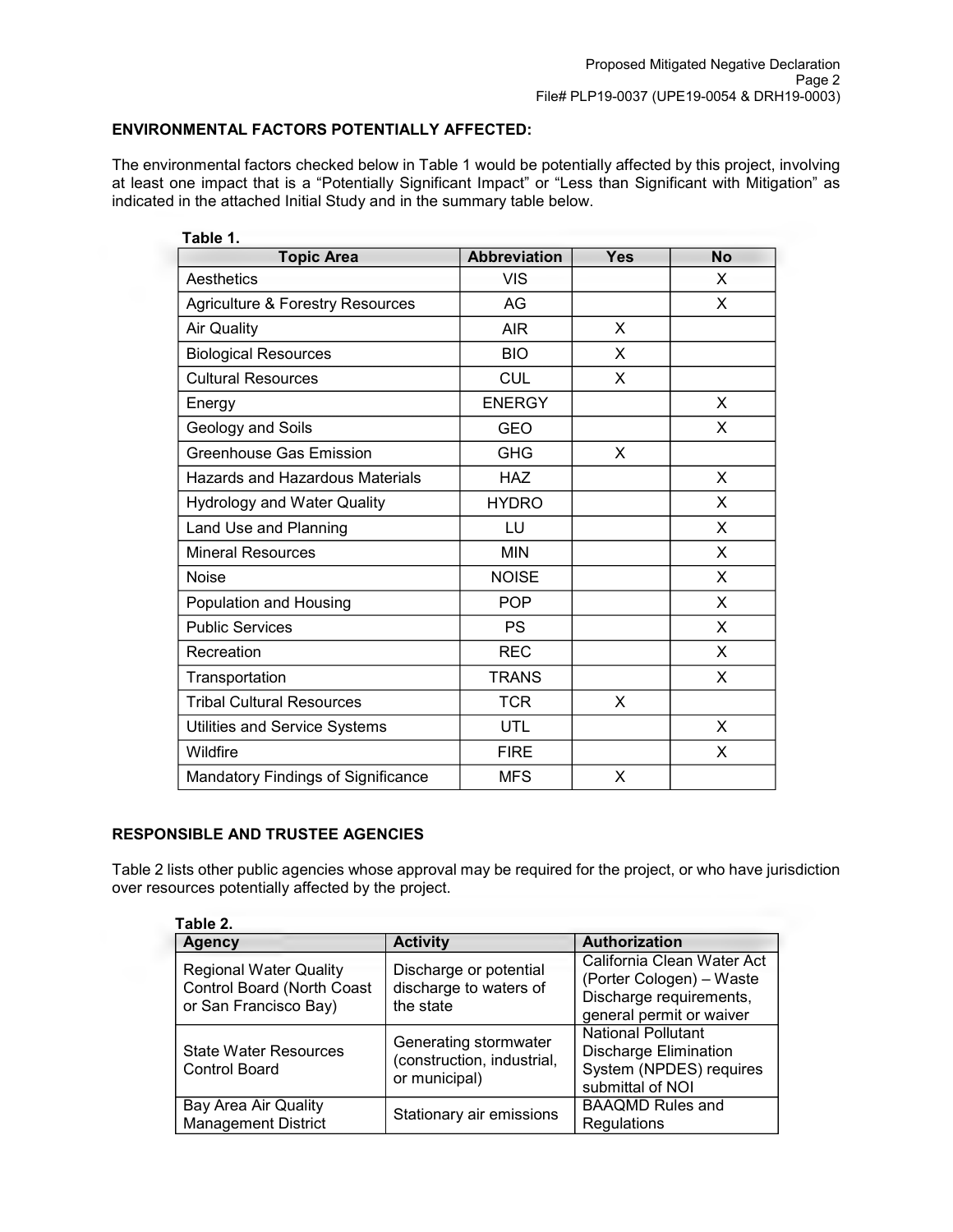## ENVIRONMENTAL FACTORS POTENTIALLY AFFECTED:

The environmental factors checked below in Table 1 would be potentially affected by this project, involving at least one impact that is a "Potentially Significant Impact" or "Less than Significant with Mitigation" as indicated in the attached Initial Study and in the summary table below.

**Table 1.**

| Topic Area | Abbreviation | Yes | No |
|---|---|---|---|
| Aesthetics | VIS | | X |
| Agriculture & Forestry Resources | AG | | X |
| Air Quality | AIR | X | |
| Biological Resources | BIO | X | |
| Cultural Resources | CUL | X | |
| Energy | ENERGY | | X |
| Geology and Soils | GEO | | X |
| Greenhouse Gas Emission | GHG | X | |
| Hazards and Hazardous Materials | HAZ | | X |
| Hydrology and Water Quality | HYDRO | | X |
| Land Use and Planning | LU | | X |
| Mineral Resources | MIN | | X |
| Noise | NOISE | | X |
| Population and Housing | POP | | X |
| Public Services | PS | | X |
| Recreation | REC | | X |
| Transportation | TRANS | | X |
| Tribal Cultural Resources | TCR | X | |
| Utilities and Service Systems | UTL | | X |
| Wildfire | FIRE | | X |
| Mandatory Findings of Significance | MFS | X | |

## RESPONSIBLE AND TRUSTEE AGENCIES

Table 2 lists other public agencies whose approval may be required for the project, or who have jurisdiction over resources potentially affected by the project.

**Table 2.**

| Agency | Activity | Authorization |
|---|---|---|
| Regional Water Quality Control Board (North Coast or San Francisco Bay) | Discharge or potential discharge to waters of the state | California Clean Water Act (Porter Cologen) – Waste Discharge requirements, general permit or waiver |
| State Water Resources Control Board | Generating stormwater (construction, industrial, or municipal) | National Pollutant Discharge Elimination System (NPDES) requires submittal of NOI |
| Bay Area Air Quality Management District | Stationary air emissions | BAAQMD Rules and Regulations |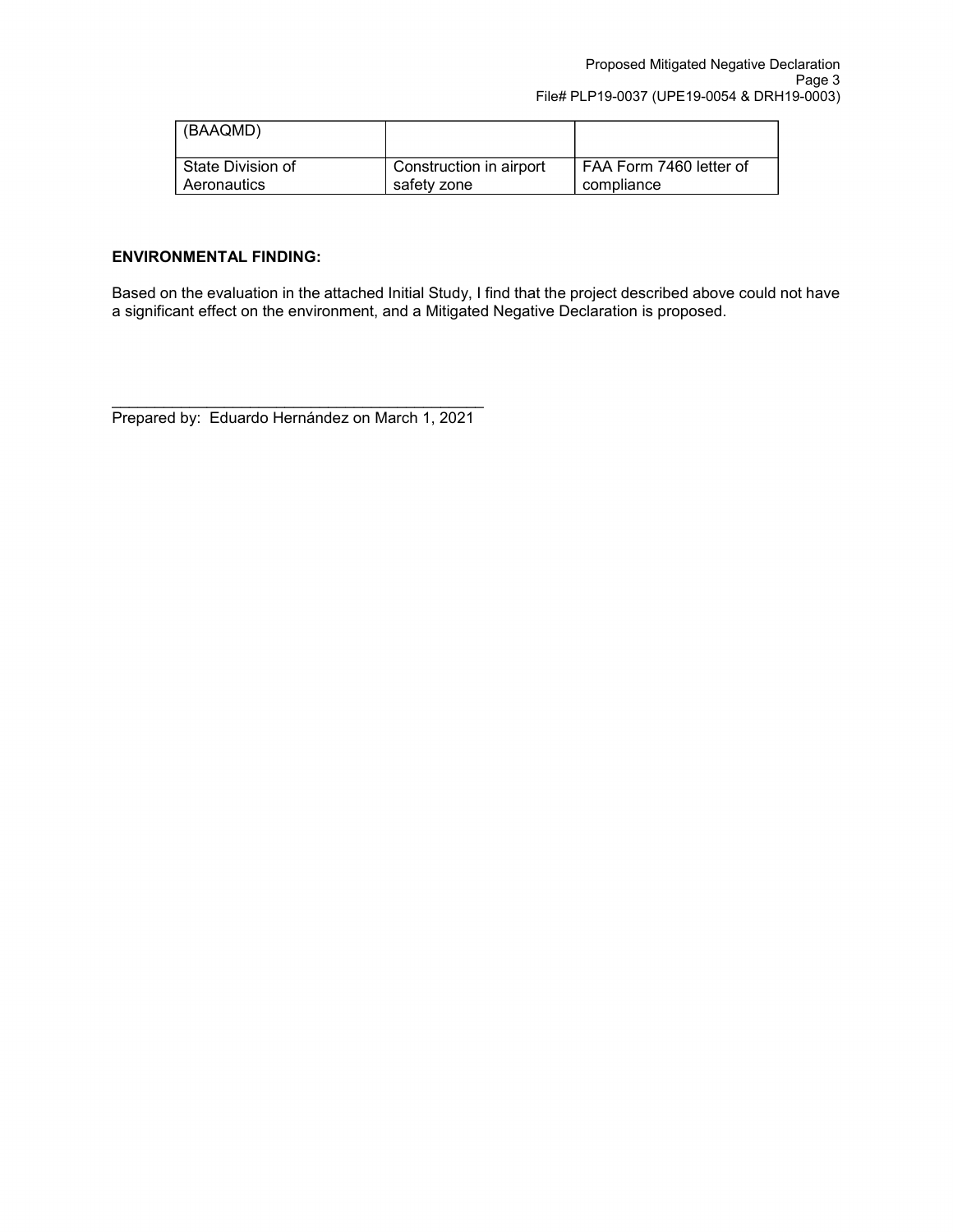| (BAAQMD) | | |
|---|---|---|
| State Division of Aeronautics | Construction in airport safety zone | FAA Form 7460 letter of compliance |

**ENVIRONMENTAL FINDING:**

Based on the evaluation in the attached Initial Study, I find that the project described above could not have a significant effect on the environment, and a Mitigated Negative Declaration is proposed.

_____________________________________________
Prepared by: Eduardo Hernández on March 1, 2021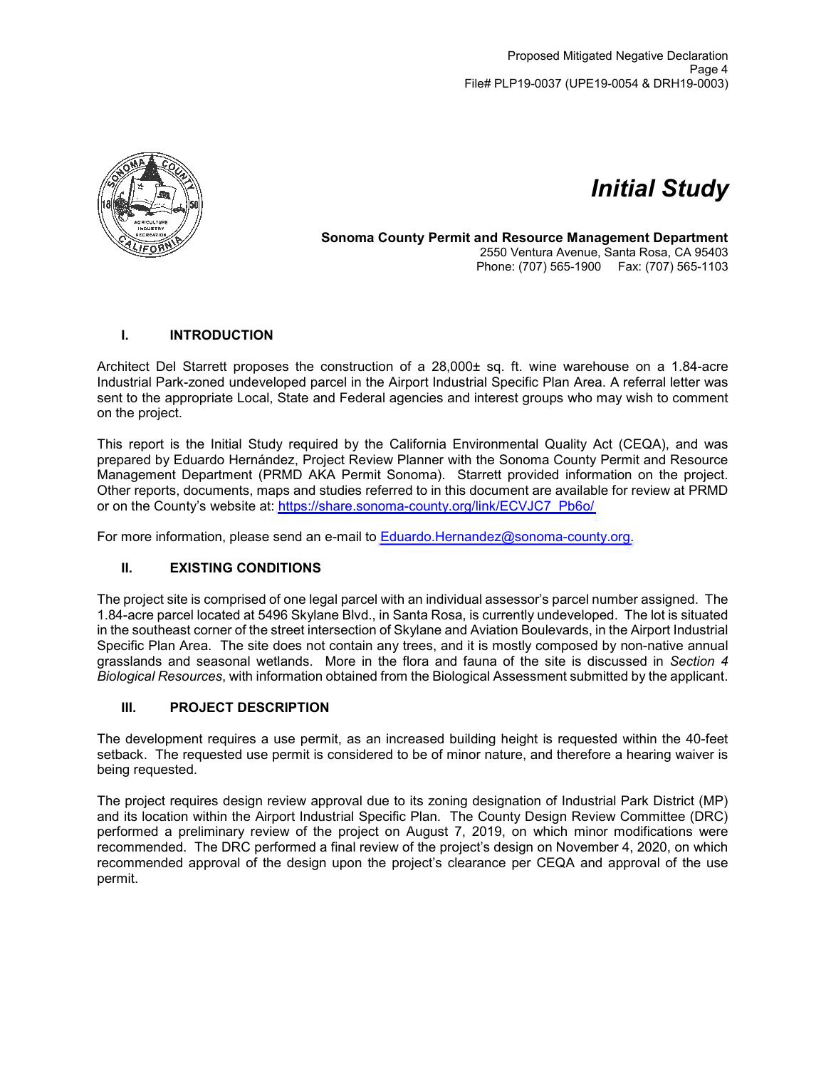# Initial Study

**Sonoma County Permit and Resource Management Department**
2550 Ventura Avenue, Santa Rosa, CA 95403
Phone: (707) 565-1900 Fax: (707) 565-1103

## I. INTRODUCTION

Architect Del Starrett proposes the construction of a 28,000± sq. ft. wine warehouse on a 1.84-acre Industrial Park-zoned undeveloped parcel in the Airport Industrial Specific Plan Area. A referral letter was sent to the appropriate Local, State and Federal agencies and interest groups who may wish to comment on the project.

This report is the Initial Study required by the California Environmental Quality Act (CEQA), and was prepared by Eduardo Hernández, Project Review Planner with the Sonoma County Permit and Resource Management Department (PRMD AKA Permit Sonoma). Starrett provided information on the project. Other reports, documents, maps and studies referred to in this document are available for review at PRMD or on the County's website at: https://share.sonoma-county.org/link/ECVJC7_Pb6o/

For more information, please send an e-mail to Eduardo.Hernandez@sonoma-county.org.

## II. EXISTING CONDITIONS

The project site is comprised of one legal parcel with an individual assessor's parcel number assigned. The 1.84-acre parcel located at 5496 Skylane Blvd., in Santa Rosa, is currently undeveloped. The lot is situated in the southeast corner of the street intersection of Skylane and Aviation Boulevards, in the Airport Industrial Specific Plan Area. The site does not contain any trees, and it is mostly composed by non-native annual grasslands and seasonal wetlands. More in the flora and fauna of the site is discussed in *Section 4 Biological Resources*, with information obtained from the Biological Assessment submitted by the applicant.

## III. PROJECT DESCRIPTION

The development requires a use permit, as an increased building height is requested within the 40-feet setback. The requested use permit is considered to be of minor nature, and therefore a hearing waiver is being requested.

The project requires design review approval due to its zoning designation of Industrial Park District (MP) and its location within the Airport Industrial Specific Plan. The County Design Review Committee (DRC) performed a preliminary review of the project on August 7, 2019, on which minor modifications were recommended. The DRC performed a final review of the project's design on November 4, 2020, on which recommended approval of the design upon the project's clearance per CEQA and approval of the use permit.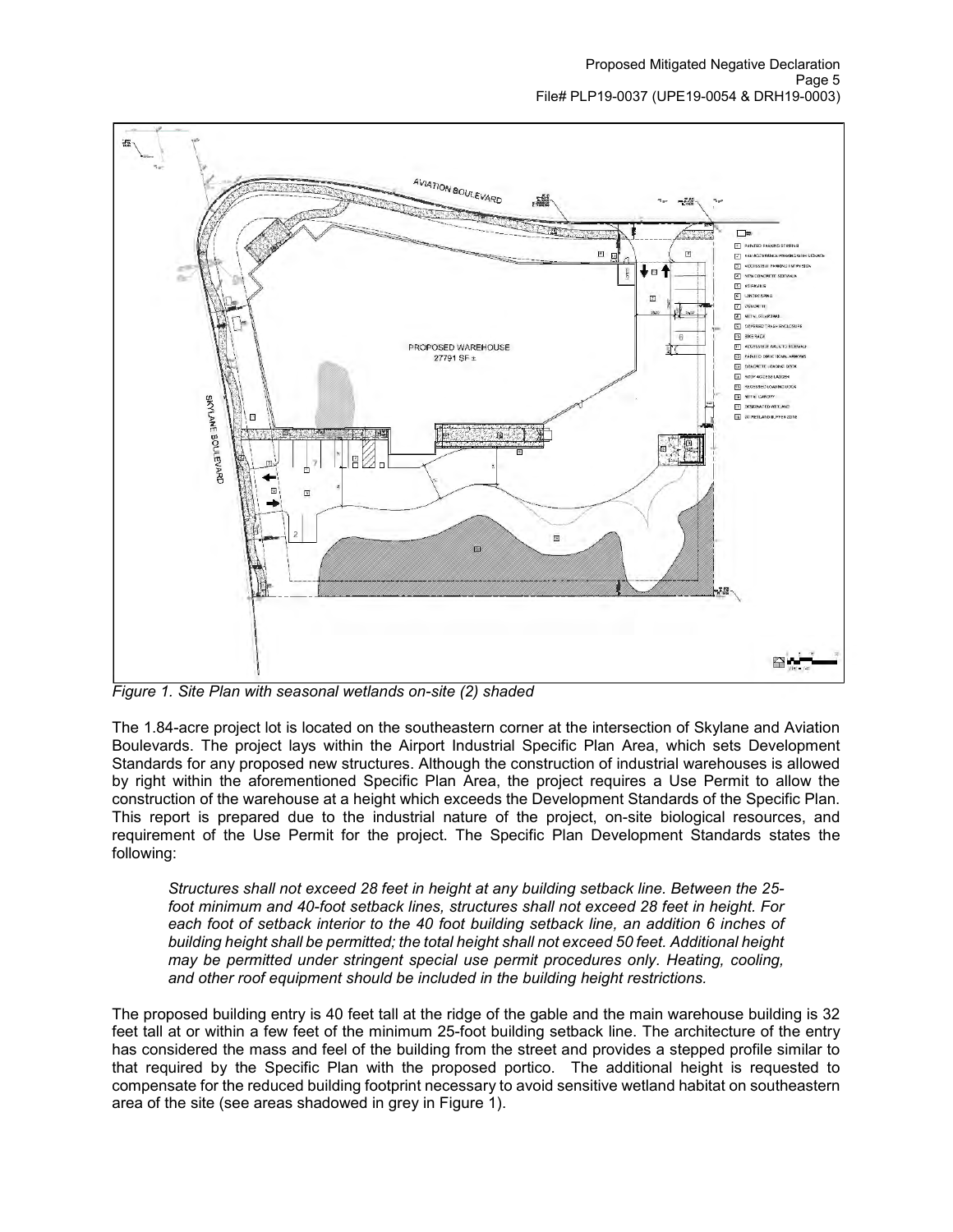Figure 1. Site Plan with seasonal wetlands on-site (2) shaded

The 1.84-acre project lot is located on the southeastern corner at the intersection of Skylane and Aviation Boulevards. The project lays within the Airport Industrial Specific Plan Area, which sets Development Standards for any proposed new structures. Although the construction of industrial warehouses is allowed by right within the aforementioned Specific Plan Area, the project requires a Use Permit to allow the construction of the warehouse at a height which exceeds the Development Standards of the Specific Plan. This report is prepared due to the industrial nature of the project, on-site biological resources, and requirement of the Use Permit for the project. The Specific Plan Development Standards states the following:

> *Structures shall not exceed 28 feet in height at any building setback line. Between the 25-foot minimum and 40-foot setback lines, structures shall not exceed 28 feet in height. For each foot of setback interior to the 40 foot building setback line, an addition 6 inches of building height shall be permitted; the total height shall not exceed 50 feet. Additional height may be permitted under stringent special use permit procedures only. Heating, cooling, and other roof equipment should be included in the building height restrictions.*

The proposed building entry is 40 feet tall at the ridge of the gable and the main warehouse building is 32 feet tall at or within a few feet of the minimum 25-foot building setback line. The architecture of the entry has considered the mass and feel of the building from the street and provides a stepped profile similar to that required by the Specific Plan with the proposed portico. The additional height is requested to compensate for the reduced building footprint necessary to avoid sensitive wetland habitat on southeastern area of the site (see areas shadowed in grey in Figure 1).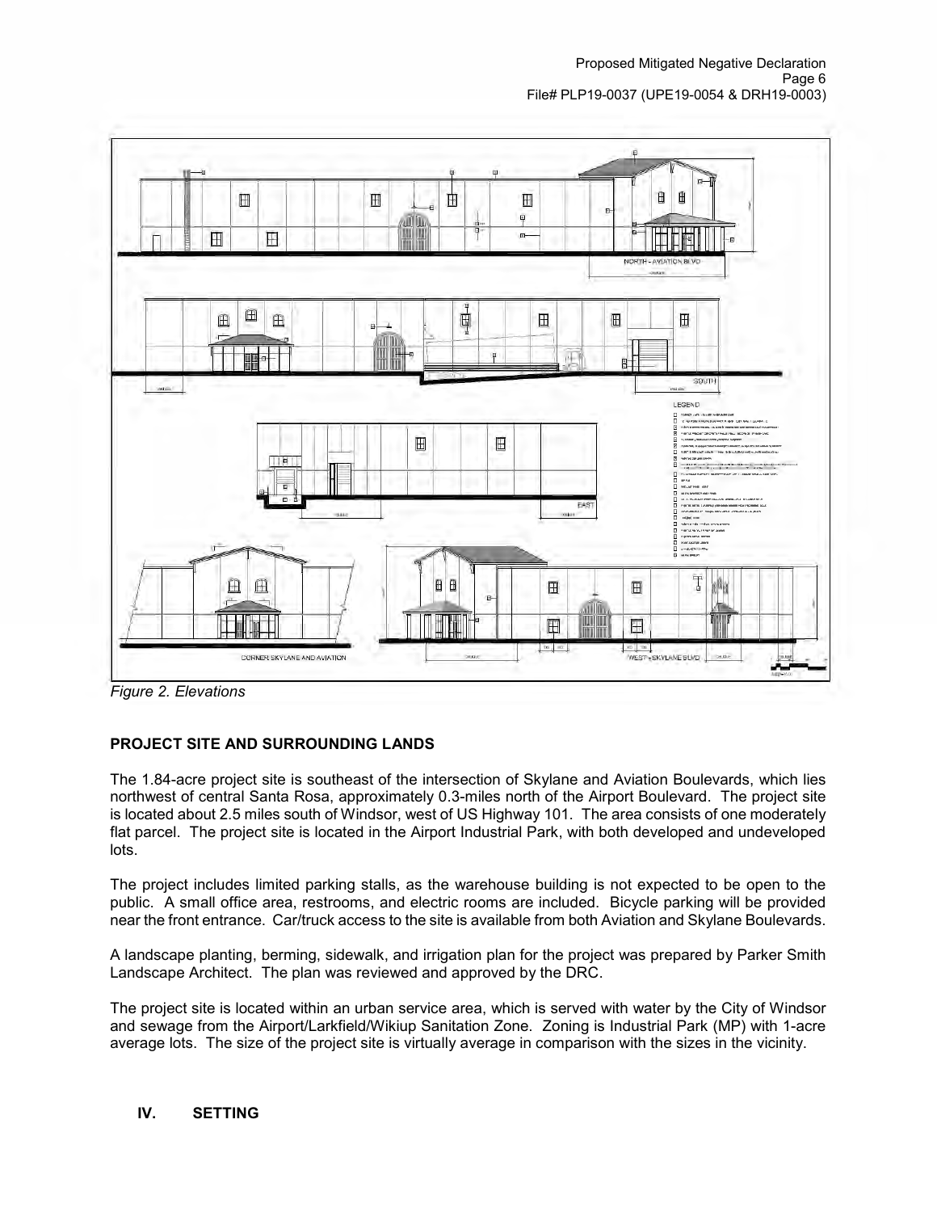*Figure 2. Elevations*

**PROJECT SITE AND SURROUNDING LANDS**

The 1.84-acre project site is southeast of the intersection of Skylane and Aviation Boulevards, which lies northwest of central Santa Rosa, approximately 0.3-miles north of the Airport Boulevard. The project site is located about 2.5 miles south of Windsor, west of US Highway 101. The area consists of one moderately flat parcel. The project site is located in the Airport Industrial Park, with both developed and undeveloped lots.

The project includes limited parking stalls, as the warehouse building is not expected to be open to the public. A small office area, restrooms, and electric rooms are included. Bicycle parking will be provided near the front entrance. Car/truck access to the site is available from both Aviation and Skylane Boulevards.

A landscape planting, berming, sidewalk, and irrigation plan for the project was prepared by Parker Smith Landscape Architect. The plan was reviewed and approved by the DRC.

The project site is located within an urban service area, which is served with water by the City of Windsor and sewage from the Airport/Larkfield/Wikiup Sanitation Zone. Zoning is Industrial Park (MP) with 1-acre average lots. The size of the project site is virtually average in comparison with the sizes in the vicinity.

## IV. SETTING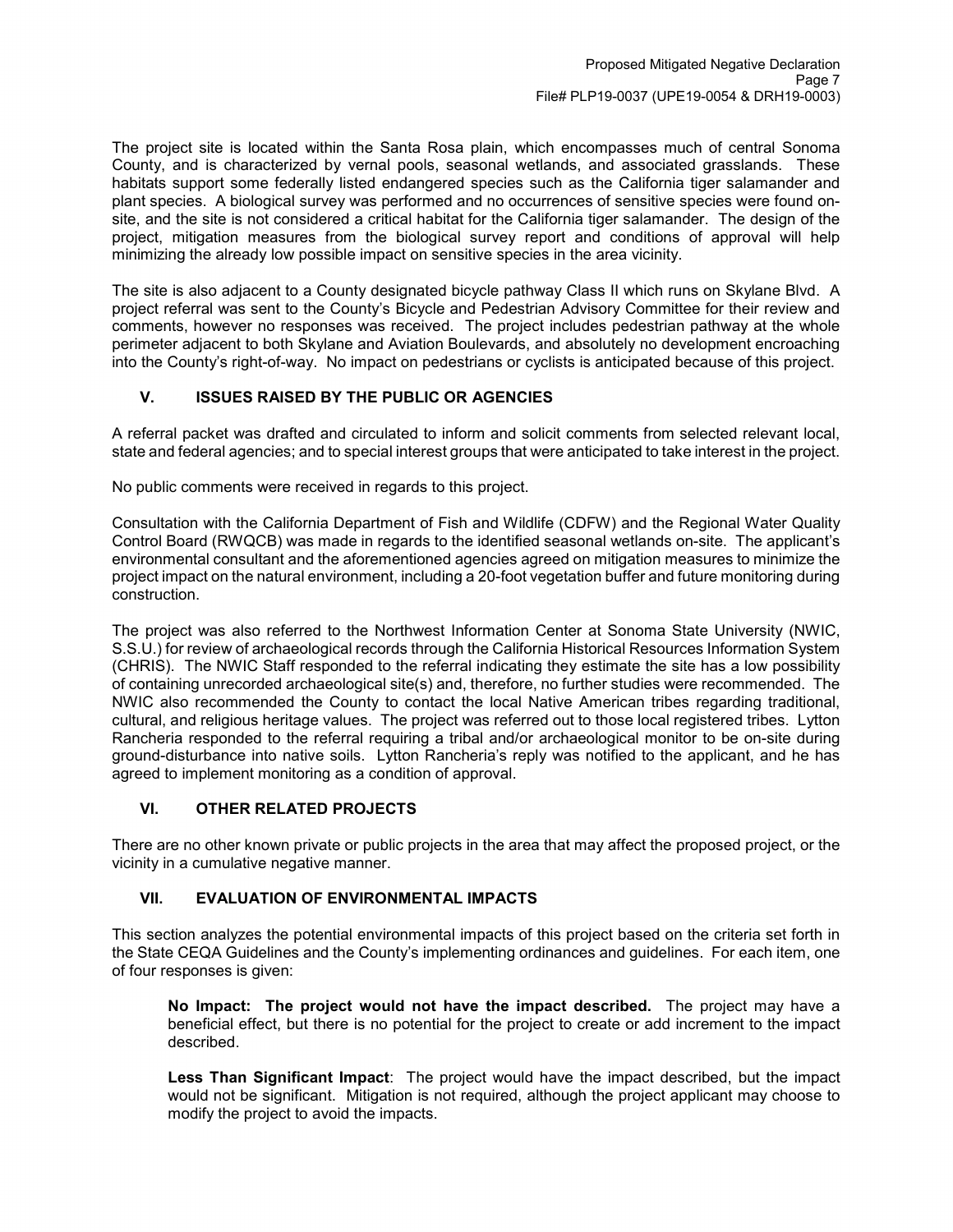The project site is located within the Santa Rosa plain, which encompasses much of central Sonoma County, and is characterized by vernal pools, seasonal wetlands, and associated grasslands. These habitats support some federally listed endangered species such as the California tiger salamander and plant species. A biological survey was performed and no occurrences of sensitive species were found on-site, and the site is not considered a critical habitat for the California tiger salamander. The design of the project, mitigation measures from the biological survey report and conditions of approval will help minimizing the already low possible impact on sensitive species in the area vicinity.

The site is also adjacent to a County designated bicycle pathway Class II which runs on Skylane Blvd. A project referral was sent to the County's Bicycle and Pedestrian Advisory Committee for their review and comments, however no responses was received. The project includes pedestrian pathway at the whole perimeter adjacent to both Skylane and Aviation Boulevards, and absolutely no development encroaching into the County's right-of-way. No impact on pedestrians or cyclists is anticipated because of this project.

## V. ISSUES RAISED BY THE PUBLIC OR AGENCIES

A referral packet was drafted and circulated to inform and solicit comments from selected relevant local, state and federal agencies; and to special interest groups that were anticipated to take interest in the project.

No public comments were received in regards to this project.

Consultation with the California Department of Fish and Wildlife (CDFW) and the Regional Water Quality Control Board (RWQCB) was made in regards to the identified seasonal wetlands on-site. The applicant's environmental consultant and the aforementioned agencies agreed on mitigation measures to minimize the project impact on the natural environment, including a 20-foot vegetation buffer and future monitoring during construction.

The project was also referred to the Northwest Information Center at Sonoma State University (NWIC, S.S.U.) for review of archaeological records through the California Historical Resources Information System (CHRIS). The NWIC Staff responded to the referral indicating they estimate the site has a low possibility of containing unrecorded archaeological site(s) and, therefore, no further studies were recommended. The NWIC also recommended the County to contact the local Native American tribes regarding traditional, cultural, and religious heritage values. The project was referred out to those local registered tribes. Lytton Rancheria responded to the referral requiring a tribal and/or archaeological monitor to be on-site during ground-disturbance into native soils. Lytton Rancheria's reply was notified to the applicant, and he has agreed to implement monitoring as a condition of approval.

## VI. OTHER RELATED PROJECTS

There are no other known private or public projects in the area that may affect the proposed project, or the vicinity in a cumulative negative manner.

## VII. EVALUATION OF ENVIRONMENTAL IMPACTS

This section analyzes the potential environmental impacts of this project based on the criteria set forth in the State CEQA Guidelines and the County's implementing ordinances and guidelines. For each item, one of four responses is given:

**No Impact: The project would not have the impact described.** The project may have a beneficial effect, but there is no potential for the project to create or add increment to the impact described.

**Less Than Significant Impact**: The project would have the impact described, but the impact would not be significant. Mitigation is not required, although the project applicant may choose to modify the project to avoid the impacts.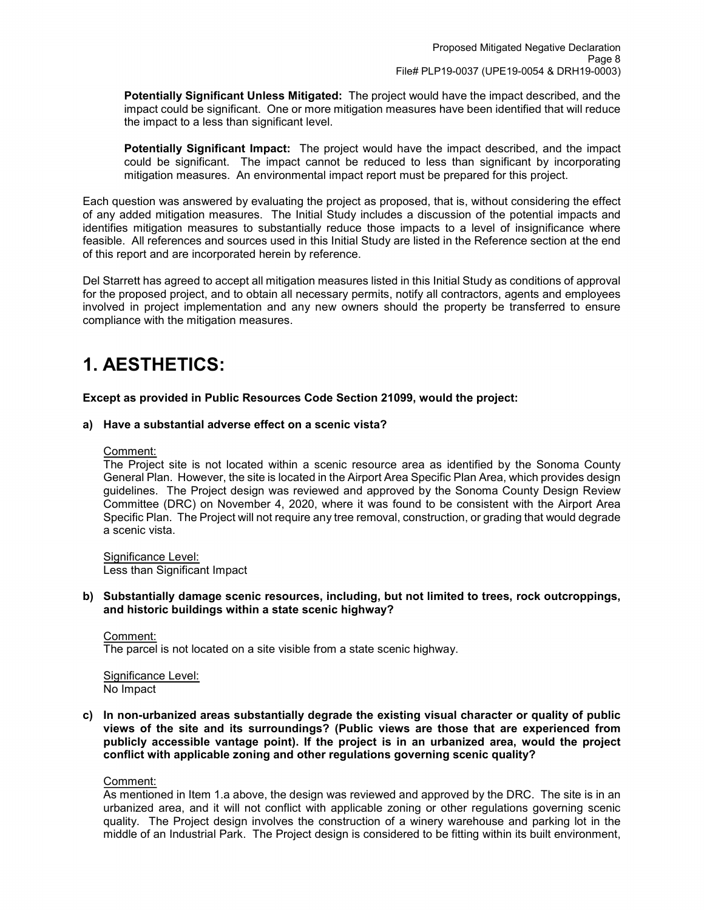**Potentially Significant Unless Mitigated:** The project would have the impact described, and the impact could be significant. One or more mitigation measures have been identified that will reduce the impact to a less than significant level.

**Potentially Significant Impact:** The project would have the impact described, and the impact could be significant. The impact cannot be reduced to less than significant by incorporating mitigation measures. An environmental impact report must be prepared for this project.

Each question was answered by evaluating the project as proposed, that is, without considering the effect of any added mitigation measures. The Initial Study includes a discussion of the potential impacts and identifies mitigation measures to substantially reduce those impacts to a level of insignificance where feasible. All references and sources used in this Initial Study are listed in the Reference section at the end of this report and are incorporated herein by reference.

Del Starrett has agreed to accept all mitigation measures listed in this Initial Study as conditions of approval for the proposed project, and to obtain all necessary permits, notify all contractors, agents and employees involved in project implementation and any new owners should the property be transferred to ensure compliance with the mitigation measures.

# 1. AESTHETICS:

**Except as provided in Public Resources Code Section 21099, would the project:**

**a) Have a substantial adverse effect on a scenic vista?**

Comment:
The Project site is not located within a scenic resource area as identified by the Sonoma County General Plan. However, the site is located in the Airport Area Specific Plan Area, which provides design guidelines. The Project design was reviewed and approved by the Sonoma County Design Review Committee (DRC) on November 4, 2020, where it was found to be consistent with the Airport Area Specific Plan. The Project will not require any tree removal, construction, or grading that would degrade a scenic vista.

Significance Level:
Less than Significant Impact

**b) Substantially damage scenic resources, including, but not limited to trees, rock outcroppings, and historic buildings within a state scenic highway?**

Comment:
The parcel is not located on a site visible from a state scenic highway.

Significance Level:
No Impact

**c) In non-urbanized areas substantially degrade the existing visual character or quality of public views of the site and its surroundings? (Public views are those that are experienced from publicly accessible vantage point). If the project is in an urbanized area, would the project conflict with applicable zoning and other regulations governing scenic quality?**

Comment:
As mentioned in Item 1.a above, the design was reviewed and approved by the DRC. The site is in an urbanized area, and it will not conflict with applicable zoning or other regulations governing scenic quality. The Project design involves the construction of a winery warehouse and parking lot in the middle of an Industrial Park. The Project design is considered to be fitting within its built environment,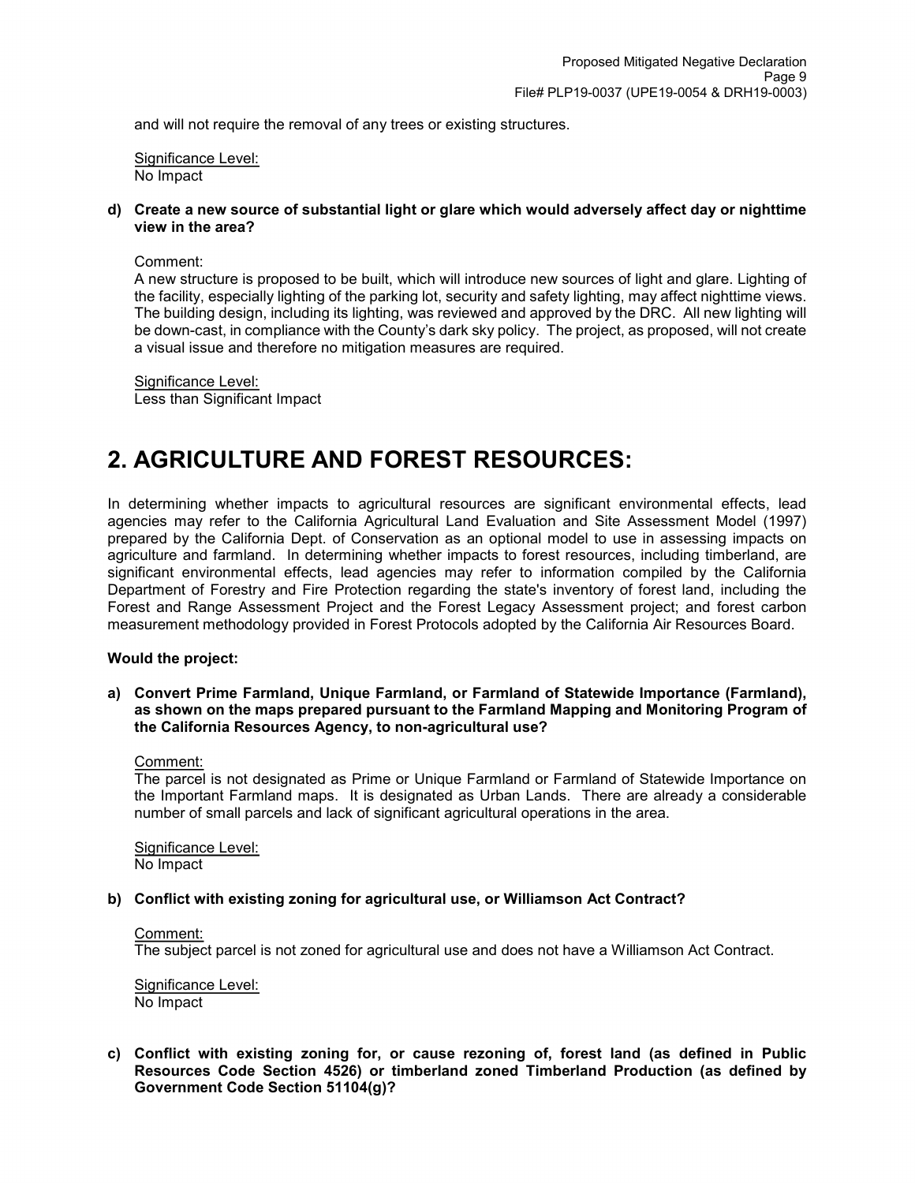and will not require the removal of any trees or existing structures.

Significance Level:
No Impact

**d) Create a new source of substantial light or glare which would adversely affect day or nighttime view in the area?**

Comment:
A new structure is proposed to be built, which will introduce new sources of light and glare. Lighting of the facility, especially lighting of the parking lot, security and safety lighting, may affect nighttime views. The building design, including its lighting, was reviewed and approved by the DRC. All new lighting will be down-cast, in compliance with the County's dark sky policy. The project, as proposed, will not create a visual issue and therefore no mitigation measures are required.

Significance Level:
Less than Significant Impact

# 2. AGRICULTURE AND FOREST RESOURCES:

In determining whether impacts to agricultural resources are significant environmental effects, lead agencies may refer to the California Agricultural Land Evaluation and Site Assessment Model (1997) prepared by the California Dept. of Conservation as an optional model to use in assessing impacts on agriculture and farmland. In determining whether impacts to forest resources, including timberland, are significant environmental effects, lead agencies may refer to information compiled by the California Department of Forestry and Fire Protection regarding the state's inventory of forest land, including the Forest and Range Assessment Project and the Forest Legacy Assessment project; and forest carbon measurement methodology provided in Forest Protocols adopted by the California Air Resources Board.

**Would the project:**

**a) Convert Prime Farmland, Unique Farmland, or Farmland of Statewide Importance (Farmland), as shown on the maps prepared pursuant to the Farmland Mapping and Monitoring Program of the California Resources Agency, to non-agricultural use?**

Comment:
The parcel is not designated as Prime or Unique Farmland or Farmland of Statewide Importance on the Important Farmland maps. It is designated as Urban Lands. There are already a considerable number of small parcels and lack of significant agricultural operations in the area.

Significance Level:
No Impact

**b) Conflict with existing zoning for agricultural use, or Williamson Act Contract?**

Comment:
The subject parcel is not zoned for agricultural use and does not have a Williamson Act Contract.

Significance Level:
No Impact

**c) Conflict with existing zoning for, or cause rezoning of, forest land (as defined in Public Resources Code Section 4526) or timberland zoned Timberland Production (as defined by Government Code Section 51104(g)?**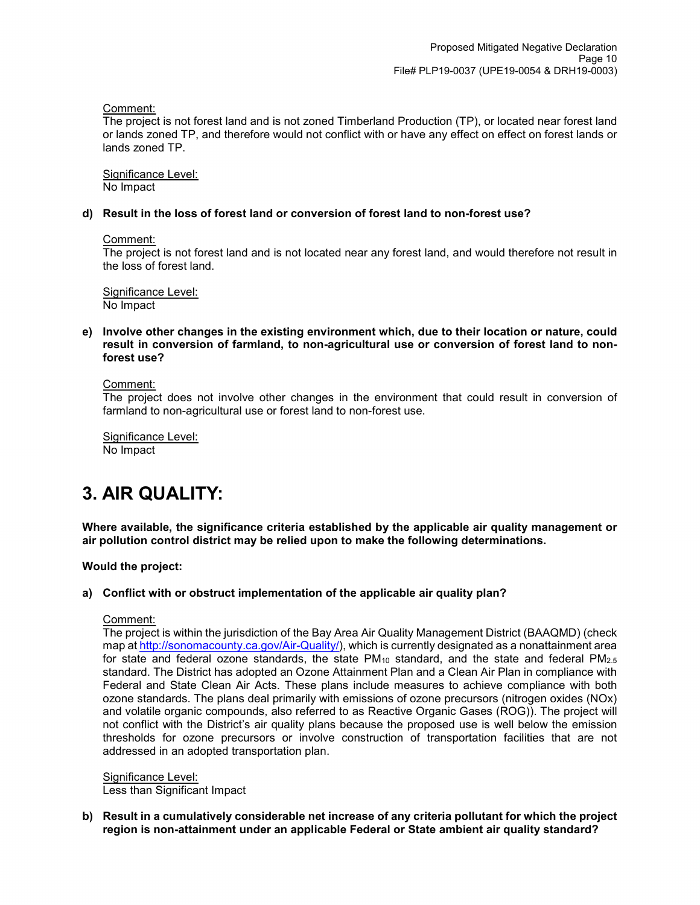Comment:
The project is not forest land and is not zoned Timberland Production (TP), or located near forest land or lands zoned TP, and therefore would not conflict with or have any effect on effect on forest lands or lands zoned TP.

Significance Level:
No Impact

**d) Result in the loss of forest land or conversion of forest land to non-forest use?**

Comment:
The project is not forest land and is not located near any forest land, and would therefore not result in the loss of forest land.

Significance Level:
No Impact

**e) Involve other changes in the existing environment which, due to their location or nature, could result in conversion of farmland, to non-agricultural use or conversion of forest land to non-forest use?**

Comment:
The project does not involve other changes in the environment that could result in conversion of farmland to non-agricultural use or forest land to non-forest use.

Significance Level:
No Impact

# 3. AIR QUALITY:

**Where available, the significance criteria established by the applicable air quality management or air pollution control district may be relied upon to make the following determinations.**

**Would the project:**

**a) Conflict with or obstruct implementation of the applicable air quality plan?**

Comment:
The project is within the jurisdiction of the Bay Area Air Quality Management District (BAAQMD) (check map at [http://sonomacounty.ca.gov/Air-Quality/](http://sonomacounty.ca.gov/Air-Quality/)), which is currently designated as a nonattainment area for state and federal ozone standards, the state $PM_{10}$ standard, and the state and federal $PM_{2.5}$ standard. The District has adopted an Ozone Attainment Plan and a Clean Air Plan in compliance with Federal and State Clean Air Acts. These plans include measures to achieve compliance with both ozone standards. The plans deal primarily with emissions of ozone precursors (nitrogen oxides (NOx) and volatile organic compounds, also referred to as Reactive Organic Gases (ROG)). The project will not conflict with the District's air quality plans because the proposed use is well below the emission thresholds for ozone precursors or involve construction of transportation facilities that are not addressed in an adopted transportation plan.

Significance Level:
Less than Significant Impact

**b) Result in a cumulatively considerable net increase of any criteria pollutant for which the project region is non-attainment under an applicable Federal or State ambient air quality standard?**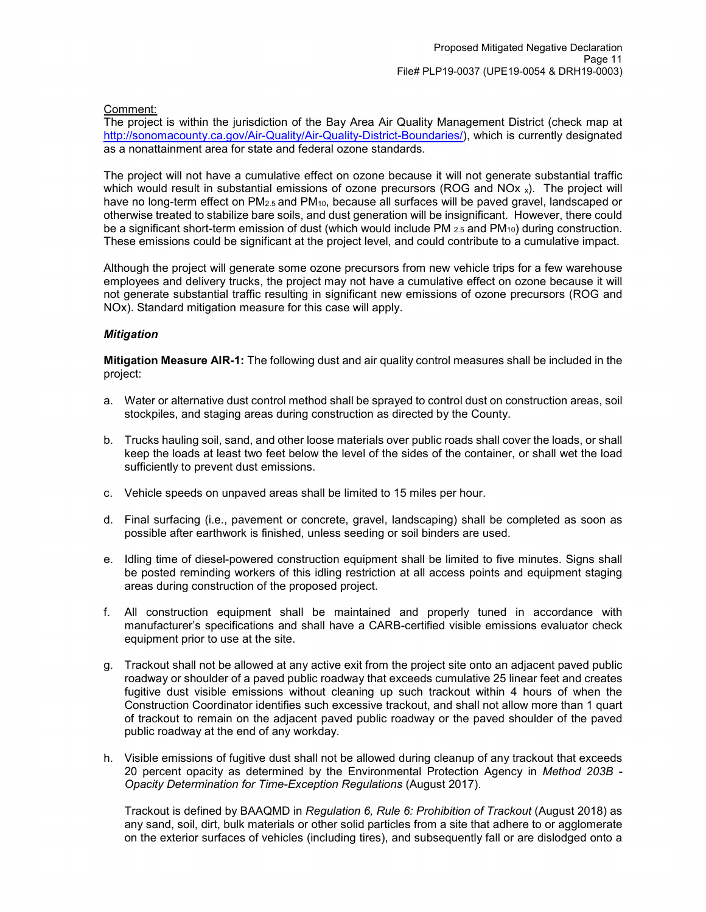Comment:
The project is within the jurisdiction of the Bay Area Air Quality Management District (check map at http://sonomacounty.ca.gov/Air-Quality/Air-Quality-District-Boundaries/), which is currently designated as a nonattainment area for state and federal ozone standards.

The project will not have a cumulative effect on ozone because it will not generate substantial traffic which would result in substantial emissions of ozone precursors (ROG and $NO_x$ $_x$). The project will have no long-term effect on $PM_{2.5}$ and $PM_{10}$, because all surfaces will be paved gravel, landscaped or otherwise treated to stabilize bare soils, and dust generation will be insignificant. However, there could be a significant short-term emission of dust (which would include PM $_{2.5}$ and $PM_{10}$) during construction. These emissions could be significant at the project level, and could contribute to a cumulative impact.

Although the project will generate some ozone precursors from new vehicle trips for a few warehouse employees and delivery trucks, the project may not have a cumulative effect on ozone because it will not generate substantial traffic resulting in significant new emissions of ozone precursors (ROG and NOx). Standard mitigation measure for this case will apply.

***Mitigation***

**Mitigation Measure AIR-1:** The following dust and air quality control measures shall be included in the project:

a. Water or alternative dust control method shall be sprayed to control dust on construction areas, soil stockpiles, and staging areas during construction as directed by the County.

b. Trucks hauling soil, sand, and other loose materials over public roads shall cover the loads, or shall keep the loads at least two feet below the level of the sides of the container, or shall wet the load sufficiently to prevent dust emissions.

c. Vehicle speeds on unpaved areas shall be limited to 15 miles per hour.

d. Final surfacing (i.e., pavement or concrete, gravel, landscaping) shall be completed as soon as possible after earthwork is finished, unless seeding or soil binders are used.

e. Idling time of diesel-powered construction equipment shall be limited to five minutes. Signs shall be posted reminding workers of this idling restriction at all access points and equipment staging areas during construction of the proposed project.

f. All construction equipment shall be maintained and properly tuned in accordance with manufacturer's specifications and shall have a CARB-certified visible emissions evaluator check equipment prior to use at the site.

g. Trackout shall not be allowed at any active exit from the project site onto an adjacent paved public roadway or shoulder of a paved public roadway that exceeds cumulative 25 linear feet and creates fugitive dust visible emissions without cleaning up such trackout within 4 hours of when the Construction Coordinator identifies such excessive trackout, and shall not allow more than 1 quart of trackout to remain on the adjacent paved public roadway or the paved shoulder of the paved public roadway at the end of any workday.

h. Visible emissions of fugitive dust shall not be allowed during cleanup of any trackout that exceeds 20 percent opacity as determined by the Environmental Protection Agency in *Method 203B - Opacity Determination for Time-Exception Regulations* (August 2017).

   Trackout is defined by BAAQMD in *Regulation 6, Rule 6: Prohibition of Trackout* (August 2018) as any sand, soil, dirt, bulk materials or other solid particles from a site that adhere to or agglomerate on the exterior surfaces of vehicles (including tires), and subsequently fall or are dislodged onto a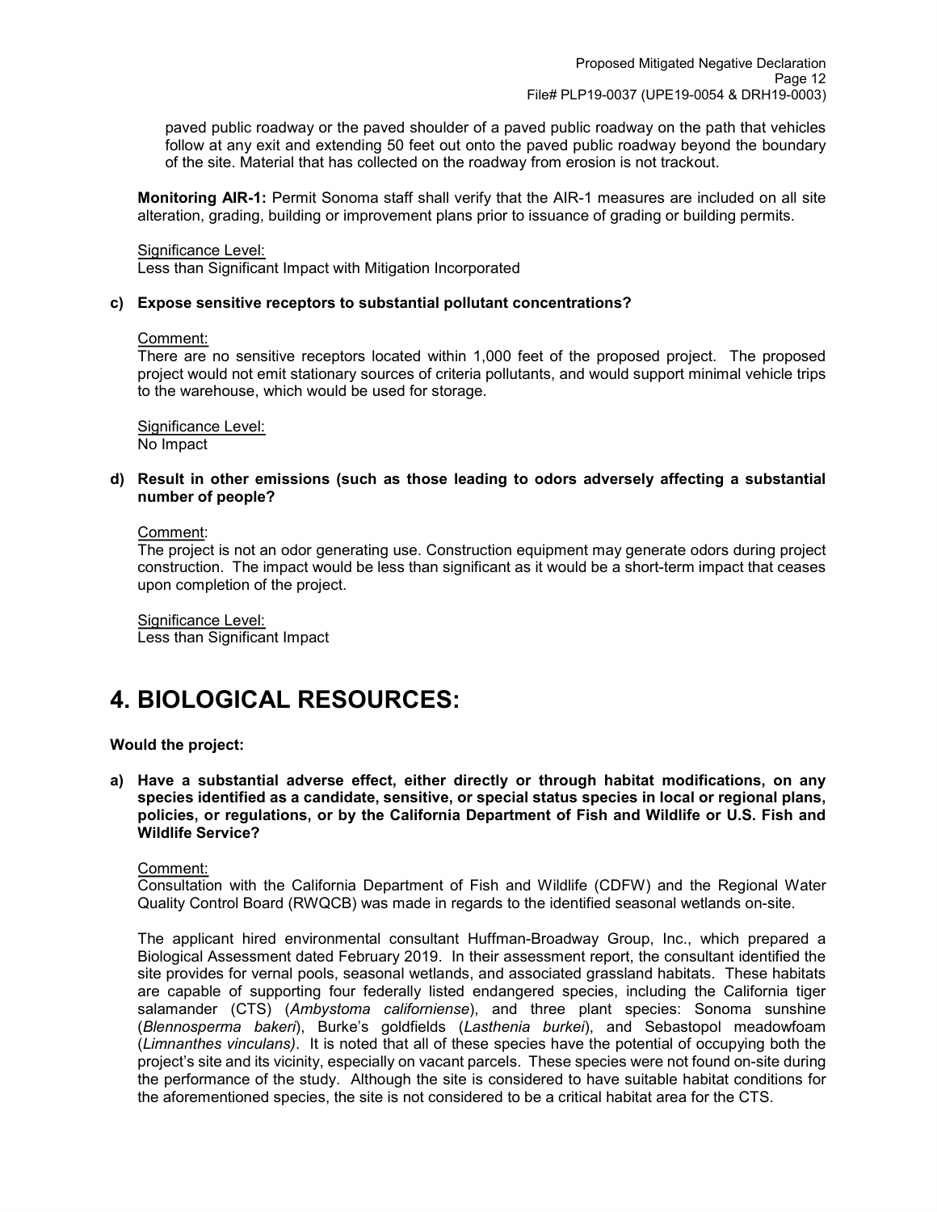paved public roadway or the paved shoulder of a paved public roadway on the path that vehicles follow at any exit and extending 50 feet out onto the paved public roadway beyond the boundary of the site. Material that has collected on the roadway from erosion is not trackout.

**Monitoring AIR-1:** Permit Sonoma staff shall verify that the AIR-1 measures are included on all site alteration, grading, building or improvement plans prior to issuance of grading or building permits.

Significance Level:
Less than Significant Impact with Mitigation Incorporated

**c) Expose sensitive receptors to substantial pollutant concentrations?**

Comment:
There are no sensitive receptors located within 1,000 feet of the proposed project. The proposed project would not emit stationary sources of criteria pollutants, and would support minimal vehicle trips to the warehouse, which would be used for storage.

Significance Level:
No Impact

**d) Result in other emissions (such as those leading to odors adversely affecting a substantial number of people?**

Comment:
The project is not an odor generating use. Construction equipment may generate odors during project construction. The impact would be less than significant as it would be a short-term impact that ceases upon completion of the project.

Significance Level:
Less than Significant Impact

# 4. BIOLOGICAL RESOURCES:

**Would the project:**

**a) Have a substantial adverse effect, either directly or through habitat modifications, on any species identified as a candidate, sensitive, or special status species in local or regional plans, policies, or regulations, or by the California Department of Fish and Wildlife or U.S. Fish and Wildlife Service?**

Comment:
Consultation with the California Department of Fish and Wildlife (CDFW) and the Regional Water Quality Control Board (RWQCB) was made in regards to the identified seasonal wetlands on-site.

The applicant hired environmental consultant Huffman-Broadway Group, Inc., which prepared a Biological Assessment dated February 2019. In their assessment report, the consultant identified the site provides for vernal pools, seasonal wetlands, and associated grassland habitats. These habitats are capable of supporting four federally listed endangered species, including the California tiger salamander (CTS) (*Ambystoma californiense*), and three plant species: Sonoma sunshine (*Blennosperma bakeri*), Burke's goldfields (*Lasthenia burkei*), and Sebastopol meadowfoam (*Limnanthes vinculans)*. It is noted that all of these species have the potential of occupying both the project's site and its vicinity, especially on vacant parcels. These species were not found on-site during the performance of the study. Although the site is considered to have suitable habitat conditions for the aforementioned species, the site is not considered to be a critical habitat area for the CTS.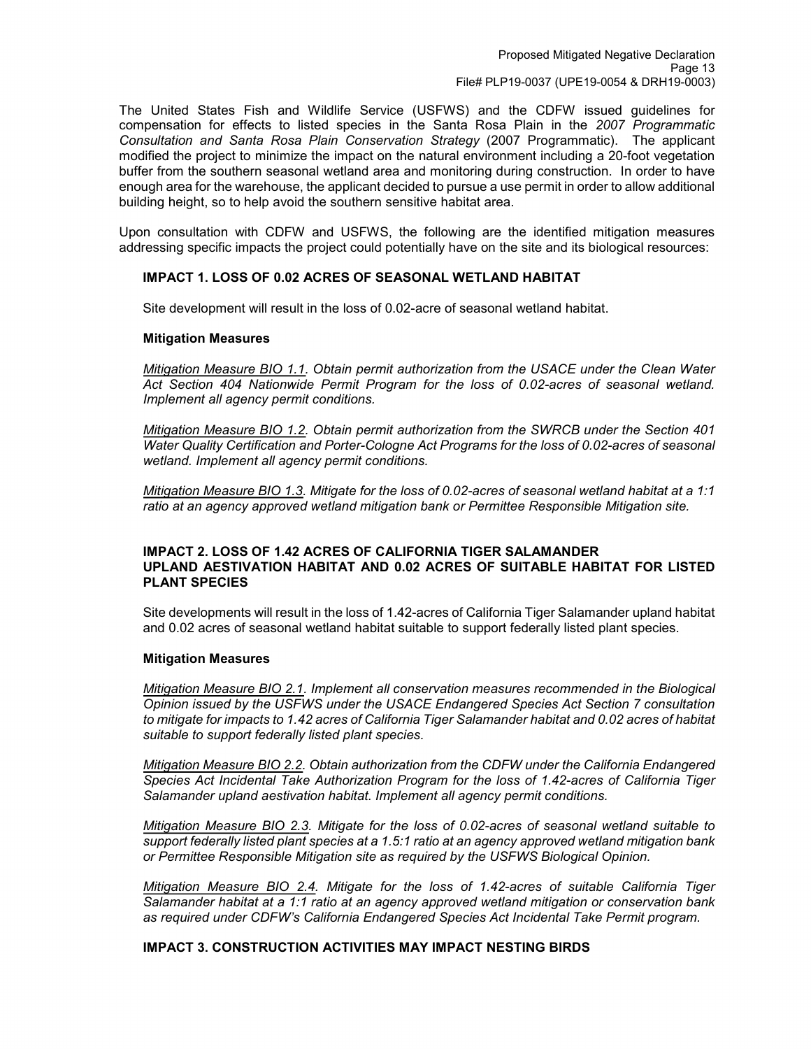The United States Fish and Wildlife Service (USFWS) and the CDFW issued guidelines for compensation for effects to listed species in the Santa Rosa Plain in the *2007 Programmatic Consultation and Santa Rosa Plain Conservation Strategy* (2007 Programmatic). The applicant modified the project to minimize the impact on the natural environment including a 20-foot vegetation buffer from the southern seasonal wetland area and monitoring during construction. In order to have enough area for the warehouse, the applicant decided to pursue a use permit in order to allow additional building height, so to help avoid the southern sensitive habitat area.

Upon consultation with CDFW and USFWS, the following are the identified mitigation measures addressing specific impacts the project could potentially have on the site and its biological resources:

**IMPACT 1. LOSS OF 0.02 ACRES OF SEASONAL WETLAND HABITAT**

Site development will result in the loss of 0.02-acre of seasonal wetland habitat.

**Mitigation Measures**

*Mitigation Measure BIO 1.1. Obtain permit authorization from the USACE under the Clean Water Act Section 404 Nationwide Permit Program for the loss of 0.02-acres of seasonal wetland. Implement all agency permit conditions.*

*Mitigation Measure BIO 1.2. Obtain permit authorization from the SWRCB under the Section 401 Water Quality Certification and Porter-Cologne Act Programs for the loss of 0.02-acres of seasonal wetland. Implement all agency permit conditions.*

*Mitigation Measure BIO 1.3. Mitigate for the loss of 0.02-acres of seasonal wetland habitat at a 1:1 ratio at an agency approved wetland mitigation bank or Permittee Responsible Mitigation site.*

**IMPACT 2. LOSS OF 1.42 ACRES OF CALIFORNIA TIGER SALAMANDER UPLAND AESTIVATION HABITAT AND 0.02 ACRES OF SUITABLE HABITAT FOR LISTED PLANT SPECIES**

Site developments will result in the loss of 1.42-acres of California Tiger Salamander upland habitat and 0.02 acres of seasonal wetland habitat suitable to support federally listed plant species.

**Mitigation Measures**

*Mitigation Measure BIO 2.1. Implement all conservation measures recommended in the Biological Opinion issued by the USFWS under the USACE Endangered Species Act Section 7 consultation to mitigate for impacts to 1.42 acres of California Tiger Salamander habitat and 0.02 acres of habitat suitable to support federally listed plant species.*

*Mitigation Measure BIO 2.2. Obtain authorization from the CDFW under the California Endangered Species Act Incidental Take Authorization Program for the loss of 1.42-acres of California Tiger Salamander upland aestivation habitat. Implement all agency permit conditions.*

*Mitigation Measure BIO 2.3. Mitigate for the loss of 0.02-acres of seasonal wetland suitable to support federally listed plant species at a 1.5:1 ratio at an agency approved wetland mitigation bank or Permittee Responsible Mitigation site as required by the USFWS Biological Opinion.*

*Mitigation Measure BIO 2.4. Mitigate for the loss of 1.42-acres of suitable California Tiger Salamander habitat at a 1:1 ratio at an agency approved wetland mitigation or conservation bank as required under CDFW's California Endangered Species Act Incidental Take Permit program.*

**IMPACT 3. CONSTRUCTION ACTIVITIES MAY IMPACT NESTING BIRDS**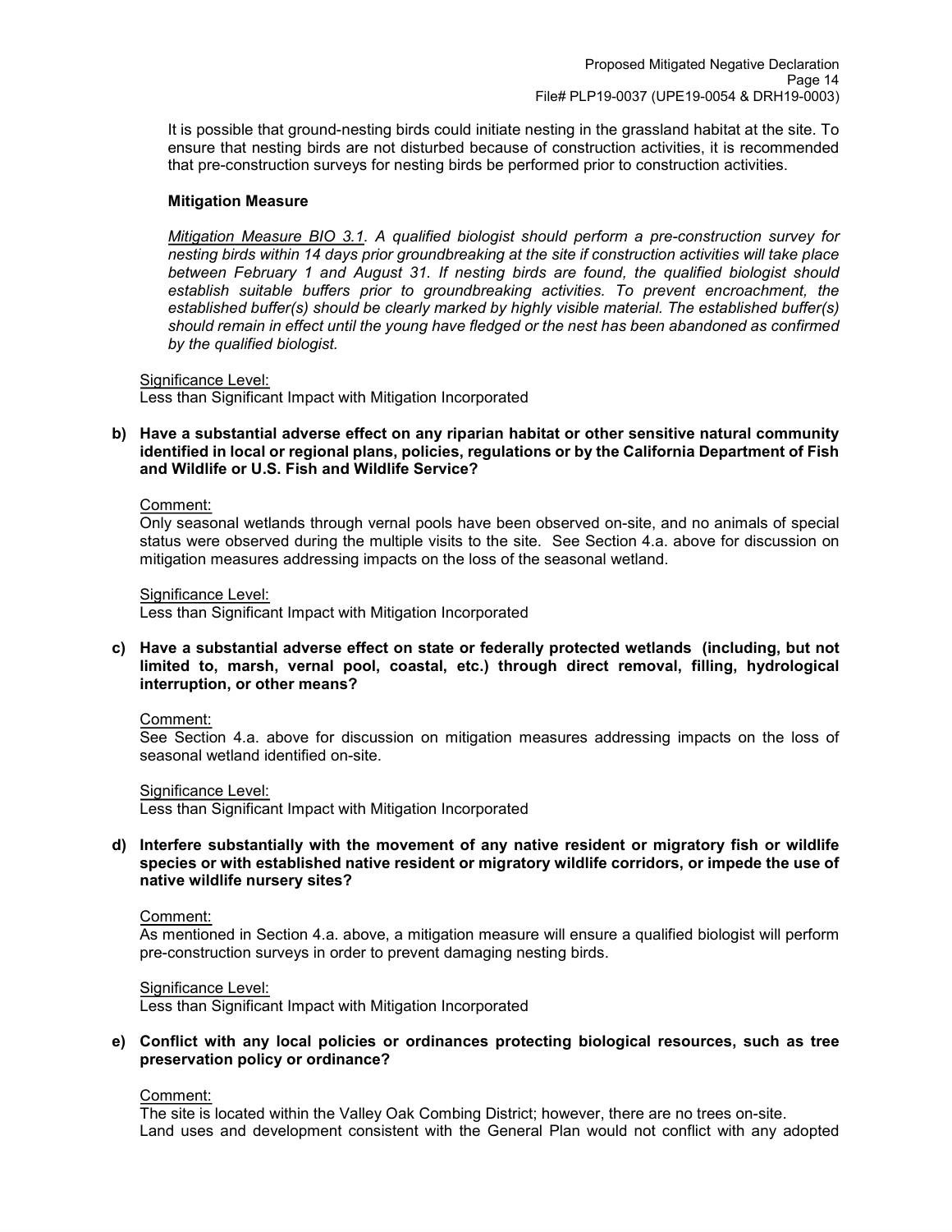It is possible that ground-nesting birds could initiate nesting in the grassland habitat at the site. To ensure that nesting birds are not disturbed because of construction activities, it is recommended that pre-construction surveys for nesting birds be performed prior to construction activities.

**Mitigation Measure**

*Mitigation Measure BIO 3.1. A qualified biologist should perform a pre-construction survey for nesting birds within 14 days prior groundbreaking at the site if construction activities will take place between February 1 and August 31. If nesting birds are found, the qualified biologist should establish suitable buffers prior to groundbreaking activities. To prevent encroachment, the established buffer(s) should be clearly marked by highly visible material. The established buffer(s) should remain in effect until the young have fledged or the nest has been abandoned as confirmed by the qualified biologist.*

Significance Level:
Less than Significant Impact with Mitigation Incorporated

**b) Have a substantial adverse effect on any riparian habitat or other sensitive natural community identified in local or regional plans, policies, regulations or by the California Department of Fish and Wildlife or U.S. Fish and Wildlife Service?**

Comment:
Only seasonal wetlands through vernal pools have been observed on-site, and no animals of special status were observed during the multiple visits to the site. See Section 4.a. above for discussion on mitigation measures addressing impacts on the loss of the seasonal wetland.

Significance Level:
Less than Significant Impact with Mitigation Incorporated

**c) Have a substantial adverse effect on state or federally protected wetlands (including, but not limited to, marsh, vernal pool, coastal, etc.) through direct removal, filling, hydrological interruption, or other means?**

Comment:
See Section 4.a. above for discussion on mitigation measures addressing impacts on the loss of seasonal wetland identified on-site.

Significance Level:
Less than Significant Impact with Mitigation Incorporated

**d) Interfere substantially with the movement of any native resident or migratory fish or wildlife species or with established native resident or migratory wildlife corridors, or impede the use of native wildlife nursery sites?**

Comment:
As mentioned in Section 4.a. above, a mitigation measure will ensure a qualified biologist will perform pre-construction surveys in order to prevent damaging nesting birds.

Significance Level:
Less than Significant Impact with Mitigation Incorporated

**e) Conflict with any local policies or ordinances protecting biological resources, such as tree preservation policy or ordinance?**

Comment:
The site is located within the Valley Oak Combing District; however, there are no trees on-site.
Land uses and development consistent with the General Plan would not conflict with any adopted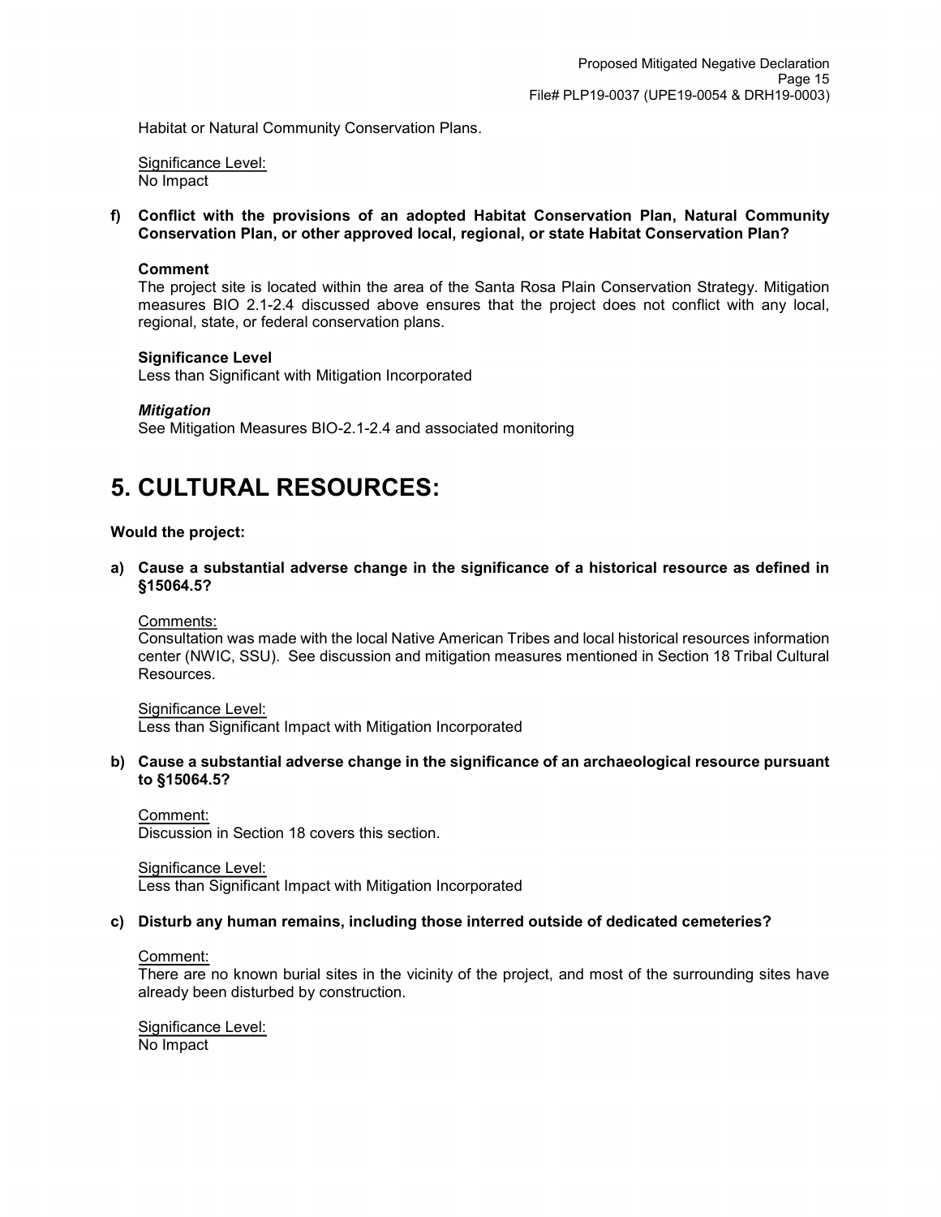Habitat or Natural Community Conservation Plans.

Significance Level:
No Impact

**f) Conflict with the provisions of an adopted Habitat Conservation Plan, Natural Community Conservation Plan, or other approved local, regional, or state Habitat Conservation Plan?**

**Comment**
The project site is located within the area of the Santa Rosa Plain Conservation Strategy. Mitigation measures BIO 2.1-2.4 discussed above ensures that the project does not conflict with any local, regional, state, or federal conservation plans.

**Significance Level**
Less than Significant with Mitigation Incorporated

***Mitigation***
See Mitigation Measures BIO-2.1-2.4 and associated monitoring

# 5. CULTURAL RESOURCES:

**Would the project:**

**a) Cause a substantial adverse change in the significance of a historical resource as defined in §15064.5?**

Comments:
Consultation was made with the local Native American Tribes and local historical resources information center (NWIC, SSU). See discussion and mitigation measures mentioned in Section 18 Tribal Cultural Resources.

Significance Level:
Less than Significant Impact with Mitigation Incorporated

**b) Cause a substantial adverse change in the significance of an archaeological resource pursuant to §15064.5?**

Comment:
Discussion in Section 18 covers this section.

Significance Level:
Less than Significant Impact with Mitigation Incorporated

**c) Disturb any human remains, including those interred outside of dedicated cemeteries?**

Comment:
There are no known burial sites in the vicinity of the project, and most of the surrounding sites have already been disturbed by construction.

Significance Level:
No Impact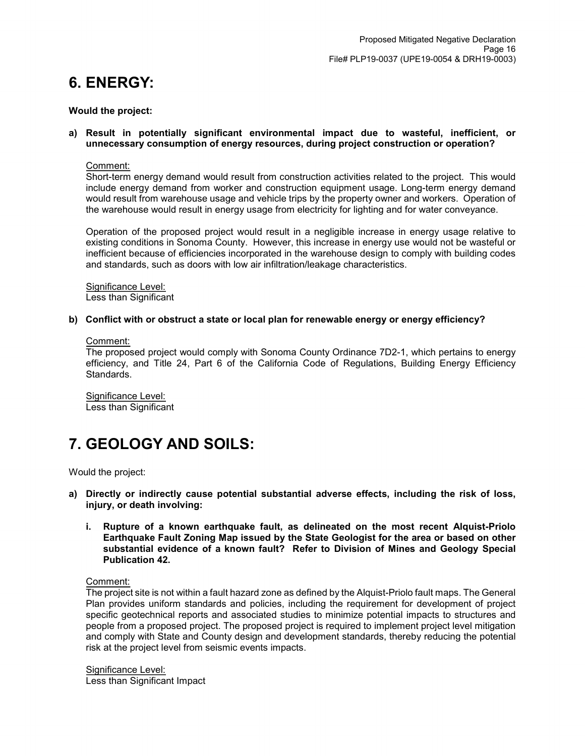# 6. ENERGY:

**Would the project:**

**a) Result in potentially significant environmental impact due to wasteful, inefficient, or unnecessary consumption of energy resources, during project construction or operation?**

Comment:
Short-term energy demand would result from construction activities related to the project. This would include energy demand from worker and construction equipment usage. Long-term energy demand would result from warehouse usage and vehicle trips by the property owner and workers. Operation of the warehouse would result in energy usage from electricity for lighting and for water conveyance.

Operation of the proposed project would result in a negligible increase in energy usage relative to existing conditions in Sonoma County. However, this increase in energy use would not be wasteful or inefficient because of efficiencies incorporated in the warehouse design to comply with building codes and standards, such as doors with low air infiltration/leakage characteristics.

Significance Level:
Less than Significant

**b) Conflict with or obstruct a state or local plan for renewable energy or energy efficiency?**

Comment:
The proposed project would comply with Sonoma County Ordinance 7D2-1, which pertains to energy efficiency, and Title 24, Part 6 of the California Code of Regulations, Building Energy Efficiency Standards.

Significance Level:
Less than Significant

# 7. GEOLOGY AND SOILS:

Would the project:

**a) Directly or indirectly cause potential substantial adverse effects, including the risk of loss, injury, or death involving:**

**i. Rupture of a known earthquake fault, as delineated on the most recent Alquist-Priolo Earthquake Fault Zoning Map issued by the State Geologist for the area or based on other substantial evidence of a known fault? Refer to Division of Mines and Geology Special Publication 42.**

Comment:
The project site is not within a fault hazard zone as defined by the Alquist-Priolo fault maps. The General Plan provides uniform standards and policies, including the requirement for development of project specific geotechnical reports and associated studies to minimize potential impacts to structures and people from a proposed project. The proposed project is required to implement project level mitigation and comply with State and County design and development standards, thereby reducing the potential risk at the project level from seismic events impacts.

Significance Level:
Less than Significant Impact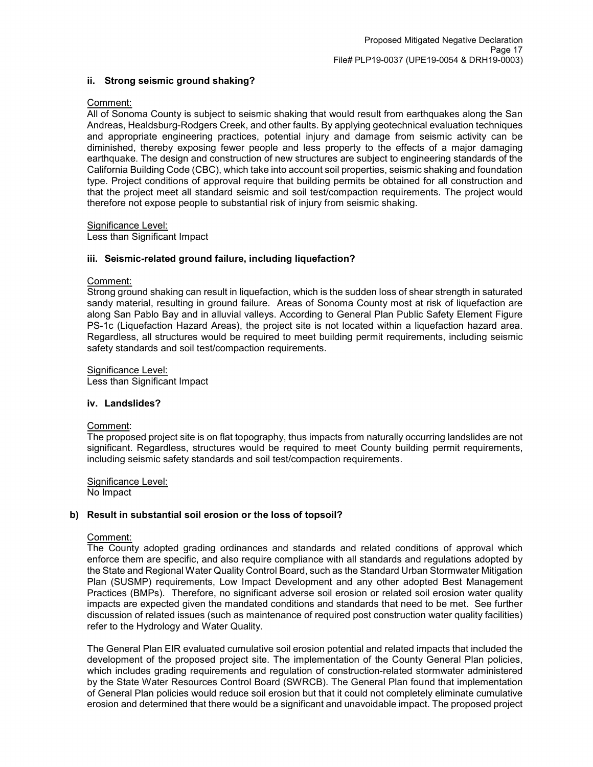#### ii. Strong seismic ground shaking?

Comment:

All of Sonoma County is subject to seismic shaking that would result from earthquakes along the San Andreas, Healdsburg-Rodgers Creek, and other faults. By applying geotechnical evaluation techniques and appropriate engineering practices, potential injury and damage from seismic activity can be diminished, thereby exposing fewer people and less property to the effects of a major damaging earthquake. The design and construction of new structures are subject to engineering standards of the California Building Code (CBC), which take into account soil properties, seismic shaking and foundation type. Project conditions of approval require that building permits be obtained for all construction and that the project meet all standard seismic and soil test/compaction requirements. The project would therefore not expose people to substantial risk of injury from seismic shaking.

Significance Level:
Less than Significant Impact

#### iii. Seismic-related ground failure, including liquefaction?

Comment:

Strong ground shaking can result in liquefaction, which is the sudden loss of shear strength in saturated sandy material, resulting in ground failure. Areas of Sonoma County most at risk of liquefaction are along San Pablo Bay and in alluvial valleys. According to General Plan Public Safety Element Figure PS-1c (Liquefaction Hazard Areas), the project site is not located within a liquefaction hazard area. Regardless, all structures would be required to meet building permit requirements, including seismic safety standards and soil test/compaction requirements.

Significance Level:
Less than Significant Impact

#### iv. Landslides?

Comment:

The proposed project site is on flat topography, thus impacts from naturally occurring landslides are not significant. Regardless, structures would be required to meet County building permit requirements, including seismic safety standards and soil test/compaction requirements.

Significance Level:
No Impact

### b) Result in substantial soil erosion or the loss of topsoil?

Comment:

The County adopted grading ordinances and standards and related conditions of approval which enforce them are specific, and also require compliance with all standards and regulations adopted by the State and Regional Water Quality Control Board, such as the Standard Urban Stormwater Mitigation Plan (SUSMP) requirements, Low Impact Development and any other adopted Best Management Practices (BMPs). Therefore, no significant adverse soil erosion or related soil erosion water quality impacts are expected given the mandated conditions and standards that need to be met. See further discussion of related issues (such as maintenance of required post construction water quality facilities) refer to the Hydrology and Water Quality.

The General Plan EIR evaluated cumulative soil erosion potential and related impacts that included the development of the proposed project site. The implementation of the County General Plan policies, which includes grading requirements and regulation of construction-related stormwater administered by the State Water Resources Control Board (SWRCB). The General Plan found that implementation of General Plan policies would reduce soil erosion but that it could not completely eliminate cumulative erosion and determined that there would be a significant and unavoidable impact. The proposed project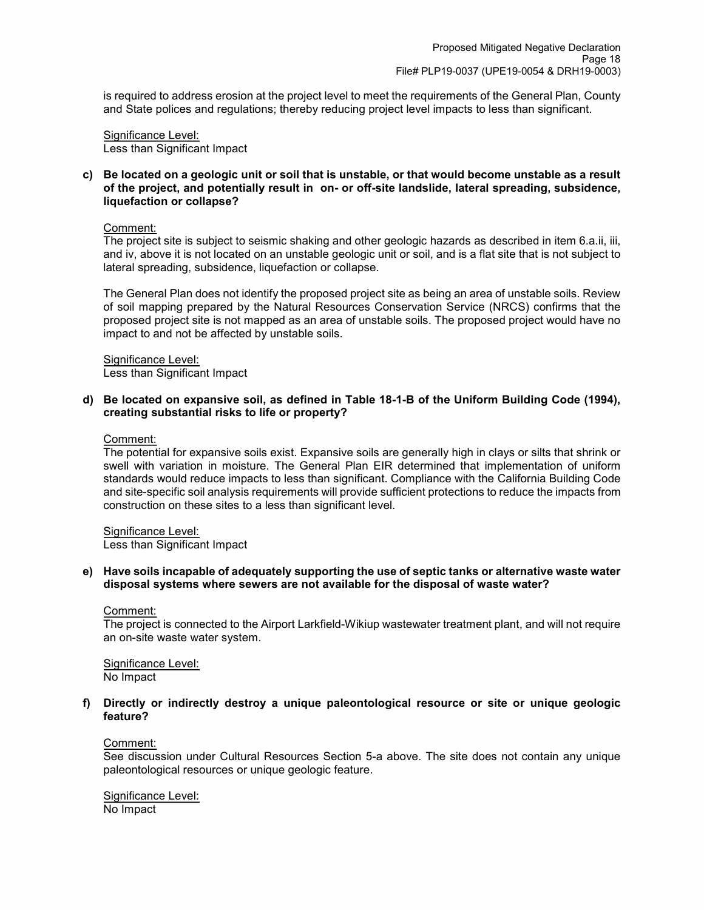is required to address erosion at the project level to meet the requirements of the General Plan, County and State polices and regulations; thereby reducing project level impacts to less than significant.

Significance Level:
Less than Significant Impact

**c) Be located on a geologic unit or soil that is unstable, or that would become unstable as a result of the project, and potentially result in on- or off-site landslide, lateral spreading, subsidence, liquefaction or collapse?**

Comment:
The project site is subject to seismic shaking and other geologic hazards as described in item 6.a.ii, iii, and iv, above it is not located on an unstable geologic unit or soil, and is a flat site that is not subject to lateral spreading, subsidence, liquefaction or collapse.

The General Plan does not identify the proposed project site as being an area of unstable soils. Review of soil mapping prepared by the Natural Resources Conservation Service (NRCS) confirms that the proposed project site is not mapped as an area of unstable soils. The proposed project would have no impact to and not be affected by unstable soils.

Significance Level:
Less than Significant Impact

**d) Be located on expansive soil, as defined in Table 18-1-B of the Uniform Building Code (1994), creating substantial risks to life or property?**

Comment:
The potential for expansive soils exist. Expansive soils are generally high in clays or silts that shrink or swell with variation in moisture. The General Plan EIR determined that implementation of uniform standards would reduce impacts to less than significant. Compliance with the California Building Code and site-specific soil analysis requirements will provide sufficient protections to reduce the impacts from construction on these sites to a less than significant level.

Significance Level:
Less than Significant Impact

**e) Have soils incapable of adequately supporting the use of septic tanks or alternative waste water disposal systems where sewers are not available for the disposal of waste water?**

Comment:
The project is connected to the Airport Larkfield-Wikiup wastewater treatment plant, and will not require an on-site waste water system.

Significance Level:
No Impact

**f) Directly or indirectly destroy a unique paleontological resource or site or unique geologic feature?**

Comment:
See discussion under Cultural Resources Section 5-a above. The site does not contain any unique paleontological resources or unique geologic feature.

Significance Level:
No Impact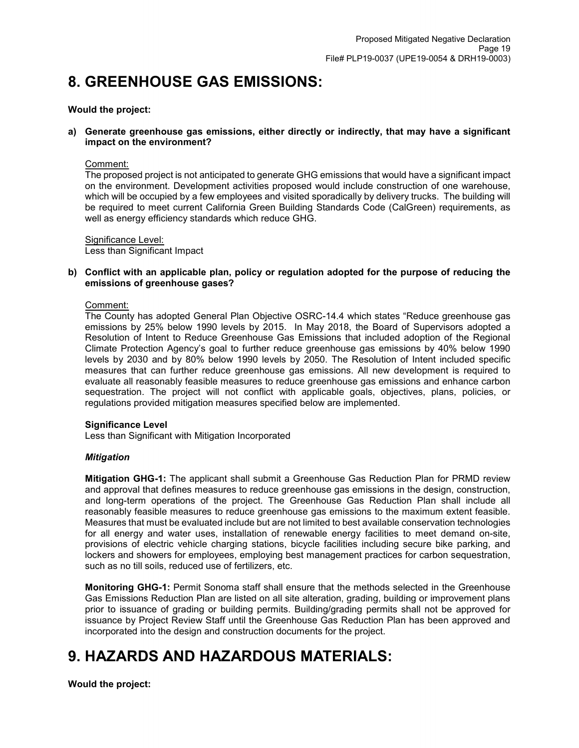# 8. GREENHOUSE GAS EMISSIONS:

**Would the project:**

**a) Generate greenhouse gas emissions, either directly or indirectly, that may have a significant impact on the environment?**

Comment:
The proposed project is not anticipated to generate GHG emissions that would have a significant impact on the environment. Development activities proposed would include construction of one warehouse, which will be occupied by a few employees and visited sporadically by delivery trucks. The building will be required to meet current California Green Building Standards Code (CalGreen) requirements, as well as energy efficiency standards which reduce GHG.

Significance Level:
Less than Significant Impact

**b) Conflict with an applicable plan, policy or regulation adopted for the purpose of reducing the emissions of greenhouse gases?**

Comment:
The County has adopted General Plan Objective OSRC-14.4 which states "Reduce greenhouse gas emissions by 25% below 1990 levels by 2015. In May 2018, the Board of Supervisors adopted a Resolution of Intent to Reduce Greenhouse Gas Emissions that included adoption of the Regional Climate Protection Agency's goal to further reduce greenhouse gas emissions by 40% below 1990 levels by 2030 and by 80% below 1990 levels by 2050. The Resolution of Intent included specific measures that can further reduce greenhouse gas emissions. All new development is required to evaluate all reasonably feasible measures to reduce greenhouse gas emissions and enhance carbon sequestration. The project will not conflict with applicable goals, objectives, plans, policies, or regulations provided mitigation measures specified below are implemented.

**Significance Level**
Less than Significant with Mitigation Incorporated

***Mitigation***

**Mitigation GHG-1:** The applicant shall submit a Greenhouse Gas Reduction Plan for PRMD review and approval that defines measures to reduce greenhouse gas emissions in the design, construction, and long-term operations of the project. The Greenhouse Gas Reduction Plan shall include all reasonably feasible measures to reduce greenhouse gas emissions to the maximum extent feasible. Measures that must be evaluated include but are not limited to best available conservation technologies for all energy and water uses, installation of renewable energy facilities to meet demand on-site, provisions of electric vehicle charging stations, bicycle facilities including secure bike parking, and lockers and showers for employees, employing best management practices for carbon sequestration, such as no till soils, reduced use of fertilizers, etc.

**Monitoring GHG-1:** Permit Sonoma staff shall ensure that the methods selected in the Greenhouse Gas Emissions Reduction Plan are listed on all site alteration, grading, building or improvement plans prior to issuance of grading or building permits. Building/grading permits shall not be approved for issuance by Project Review Staff until the Greenhouse Gas Reduction Plan has been approved and incorporated into the design and construction documents for the project.

# 9. HAZARDS AND HAZARDOUS MATERIALS:

**Would the project:**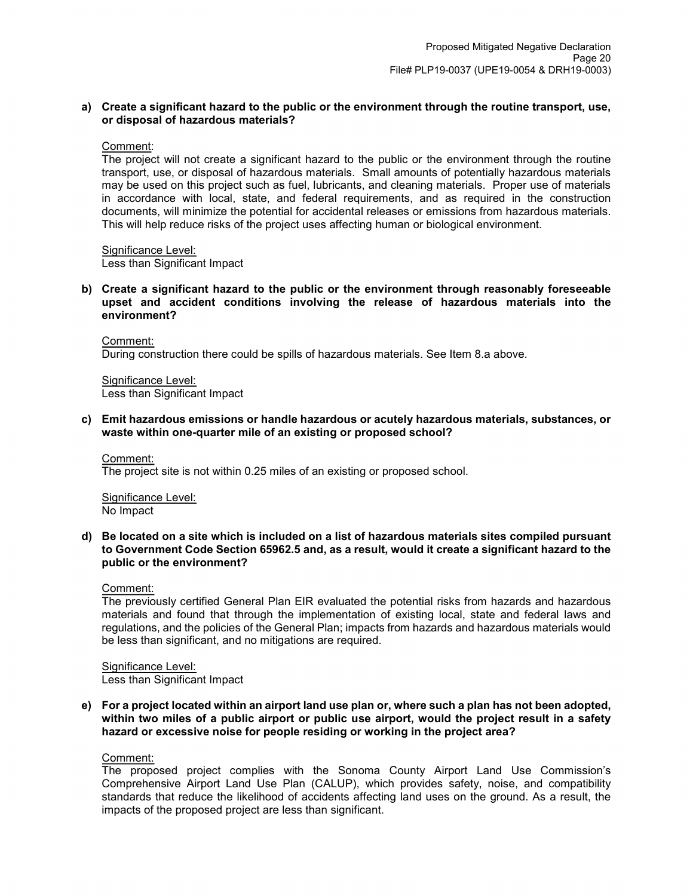**a) Create a significant hazard to the public or the environment through the routine transport, use, or disposal of hazardous materials?**

Comment:
The project will not create a significant hazard to the public or the environment through the routine transport, use, or disposal of hazardous materials. Small amounts of potentially hazardous materials may be used on this project such as fuel, lubricants, and cleaning materials. Proper use of materials in accordance with local, state, and federal requirements, and as required in the construction documents, will minimize the potential for accidental releases or emissions from hazardous materials. This will help reduce risks of the project uses affecting human or biological environment.

Significance Level:
Less than Significant Impact

**b) Create a significant hazard to the public or the environment through reasonably foreseeable upset and accident conditions involving the release of hazardous materials into the environment?**

Comment:
During construction there could be spills of hazardous materials. See Item 8.a above.

Significance Level:
Less than Significant Impact

**c) Emit hazardous emissions or handle hazardous or acutely hazardous materials, substances, or waste within one-quarter mile of an existing or proposed school?**

Comment:
The project site is not within 0.25 miles of an existing or proposed school.

Significance Level:
No Impact

**d) Be located on a site which is included on a list of hazardous materials sites compiled pursuant to Government Code Section 65962.5 and, as a result, would it create a significant hazard to the public or the environment?**

Comment:
The previously certified General Plan EIR evaluated the potential risks from hazards and hazardous materials and found that through the implementation of existing local, state and federal laws and regulations, and the policies of the General Plan; impacts from hazards and hazardous materials would be less than significant, and no mitigations are required.

Significance Level:
Less than Significant Impact

**e) For a project located within an airport land use plan or, where such a plan has not been adopted, within two miles of a public airport or public use airport, would the project result in a safety hazard or excessive noise for people residing or working in the project area?**

Comment:
The proposed project complies with the Sonoma County Airport Land Use Commission's Comprehensive Airport Land Use Plan (CALUP), which provides safety, noise, and compatibility standards that reduce the likelihood of accidents affecting land uses on the ground. As a result, the impacts of the proposed project are less than significant.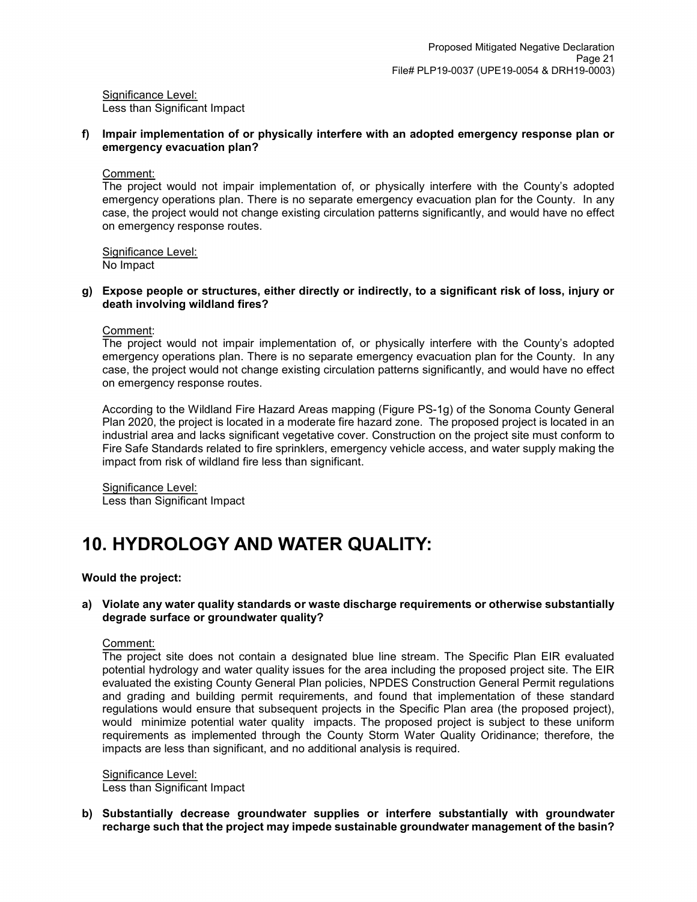Significance Level:
Less than Significant Impact

**f) Impair implementation of or physically interfere with an adopted emergency response plan or emergency evacuation plan?**

Comment:
The project would not impair implementation of, or physically interfere with the County's adopted emergency operations plan. There is no separate emergency evacuation plan for the County. In any case, the project would not change existing circulation patterns significantly, and would have no effect on emergency response routes.

Significance Level:
No Impact

**g) Expose people or structures, either directly or indirectly, to a significant risk of loss, injury or death involving wildland fires?**

Comment:
The project would not impair implementation of, or physically interfere with the County's adopted emergency operations plan. There is no separate emergency evacuation plan for the County. In any case, the project would not change existing circulation patterns significantly, and would have no effect on emergency response routes.

According to the Wildland Fire Hazard Areas mapping (Figure PS-1g) of the Sonoma County General Plan 2020, the project is located in a moderate fire hazard zone. The proposed project is located in an industrial area and lacks significant vegetative cover. Construction on the project site must conform to Fire Safe Standards related to fire sprinklers, emergency vehicle access, and water supply making the impact from risk of wildland fire less than significant.

Significance Level:
Less than Significant Impact

# 10. HYDROLOGY AND WATER QUALITY:

**Would the project:**

**a) Violate any water quality standards or waste discharge requirements or otherwise substantially degrade surface or groundwater quality?**

Comment:
The project site does not contain a designated blue line stream. The Specific Plan EIR evaluated potential hydrology and water quality issues for the area including the proposed project site. The EIR evaluated the existing County General Plan policies, NPDES Construction General Permit regulations and grading and building permit requirements, and found that implementation of these standard regulations would ensure that subsequent projects in the Specific Plan area (the proposed project), would minimize potential water quality impacts. The proposed project is subject to these uniform requirements as implemented through the County Storm Water Quality Oridinance; therefore, the impacts are less than significant, and no additional analysis is required.

Significance Level:
Less than Significant Impact

**b) Substantially decrease groundwater supplies or interfere substantially with groundwater recharge such that the project may impede sustainable groundwater management of the basin?**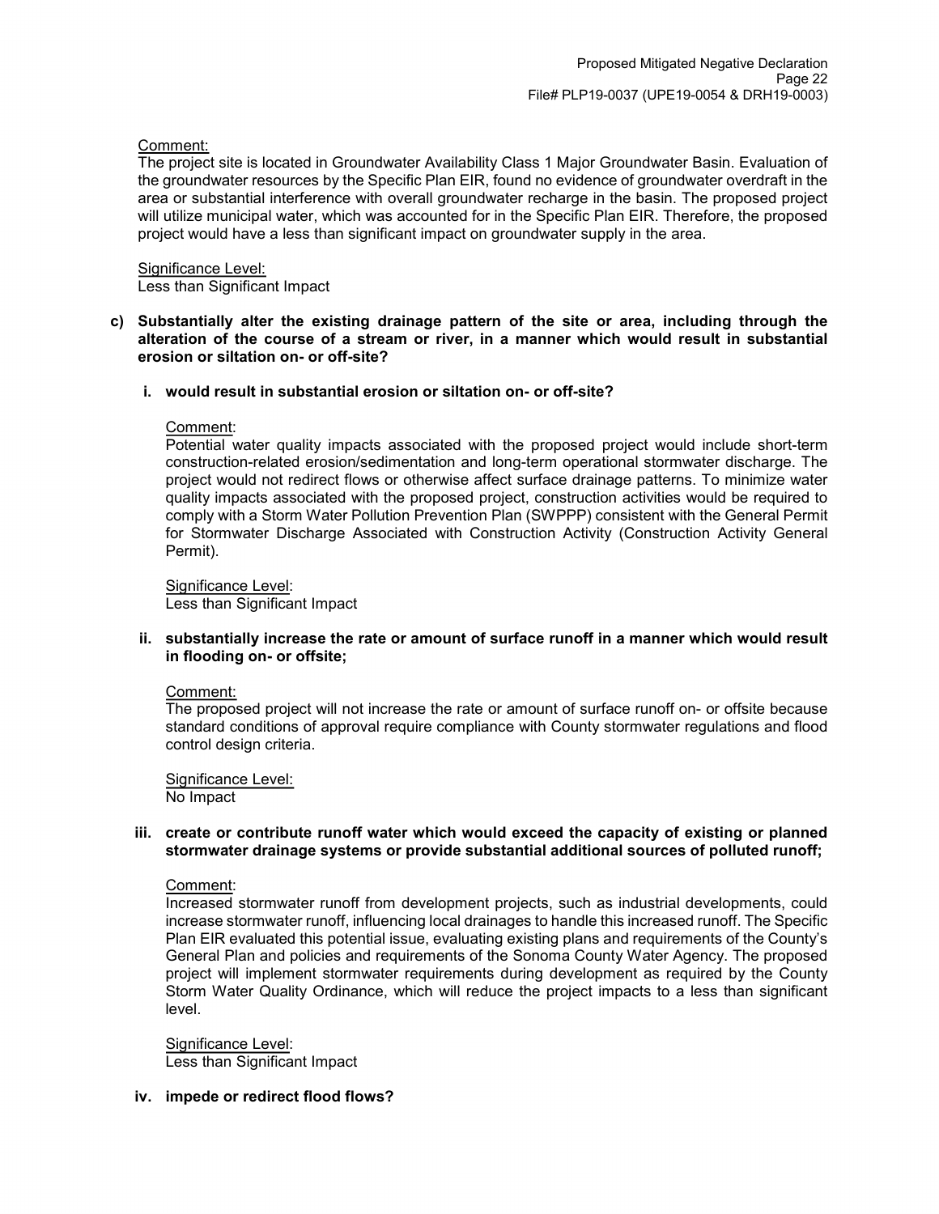Comment:
The project site is located in Groundwater Availability Class 1 Major Groundwater Basin. Evaluation of the groundwater resources by the Specific Plan EIR, found no evidence of groundwater overdraft in the area or substantial interference with overall groundwater recharge in the basin. The proposed project will utilize municipal water, which was accounted for in the Specific Plan EIR. Therefore, the proposed project would have a less than significant impact on groundwater supply in the area.

Significance Level:
Less than Significant Impact

**c) Substantially alter the existing drainage pattern of the site or area, including through the alteration of the course of a stream or river, in a manner which would result in substantial erosion or siltation on- or off-site?**

**i. would result in substantial erosion or siltation on- or off-site?**

Comment:
Potential water quality impacts associated with the proposed project would include short-term construction-related erosion/sedimentation and long-term operational stormwater discharge. The project would not redirect flows or otherwise affect surface drainage patterns. To minimize water quality impacts associated with the proposed project, construction activities would be required to comply with a Storm Water Pollution Prevention Plan (SWPPP) consistent with the General Permit for Stormwater Discharge Associated with Construction Activity (Construction Activity General Permit).

Significance Level:
Less than Significant Impact

**ii. substantially increase the rate or amount of surface runoff in a manner which would result in flooding on- or offsite;**

Comment:
The proposed project will not increase the rate or amount of surface runoff on- or offsite because standard conditions of approval require compliance with County stormwater regulations and flood control design criteria.

Significance Level:
No Impact

**iii. create or contribute runoff water which would exceed the capacity of existing or planned stormwater drainage systems or provide substantial additional sources of polluted runoff;**

Comment:
Increased stormwater runoff from development projects, such as industrial developments, could increase stormwater runoff, influencing local drainages to handle this increased runoff. The Specific Plan EIR evaluated this potential issue, evaluating existing plans and requirements of the County's General Plan and policies and requirements of the Sonoma County Water Agency. The proposed project will implement stormwater requirements during development as required by the County Storm Water Quality Ordinance, which will reduce the project impacts to a less than significant level.

Significance Level:
Less than Significant Impact

**iv. impede or redirect flood flows?**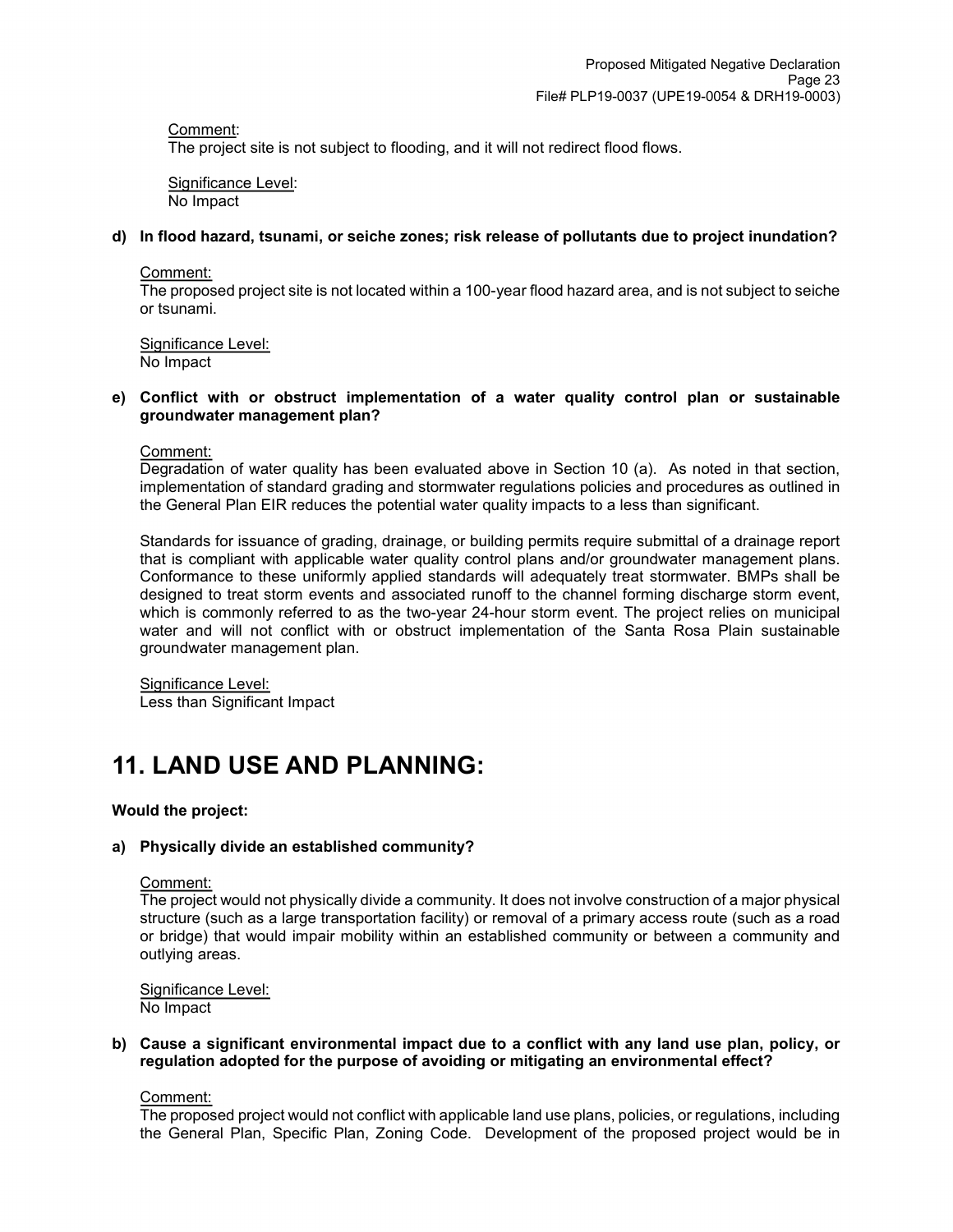Comment:
The project site is not subject to flooding, and it will not redirect flood flows.

Significance Level:
No Impact

**d) In flood hazard, tsunami, or seiche zones; risk release of pollutants due to project inundation?**

Comment:
The proposed project site is not located within a 100-year flood hazard area, and is not subject to seiche or tsunami.

Significance Level:
No Impact

**e) Conflict with or obstruct implementation of a water quality control plan or sustainable groundwater management plan?**

Comment:
Degradation of water quality has been evaluated above in Section 10 (a). As noted in that section, implementation of standard grading and stormwater regulations policies and procedures as outlined in the General Plan EIR reduces the potential water quality impacts to a less than significant.

Standards for issuance of grading, drainage, or building permits require submittal of a drainage report that is compliant with applicable water quality control plans and/or groundwater management plans. Conformance to these uniformly applied standards will adequately treat stormwater. BMPs shall be designed to treat storm events and associated runoff to the channel forming discharge storm event, which is commonly referred to as the two-year 24-hour storm event. The project relies on municipal water and will not conflict with or obstruct implementation of the Santa Rosa Plain sustainable groundwater management plan.

Significance Level:
Less than Significant Impact

# 11. LAND USE AND PLANNING:

**Would the project:**

**a) Physically divide an established community?**

Comment:
The project would not physically divide a community. It does not involve construction of a major physical structure (such as a large transportation facility) or removal of a primary access route (such as a road or bridge) that would impair mobility within an established community or between a community and outlying areas.

Significance Level:
No Impact

**b) Cause a significant environmental impact due to a conflict with any land use plan, policy, or regulation adopted for the purpose of avoiding or mitigating an environmental effect?**

Comment:
The proposed project would not conflict with applicable land use plans, policies, or regulations, including the General Plan, Specific Plan, Zoning Code. Development of the proposed project would be in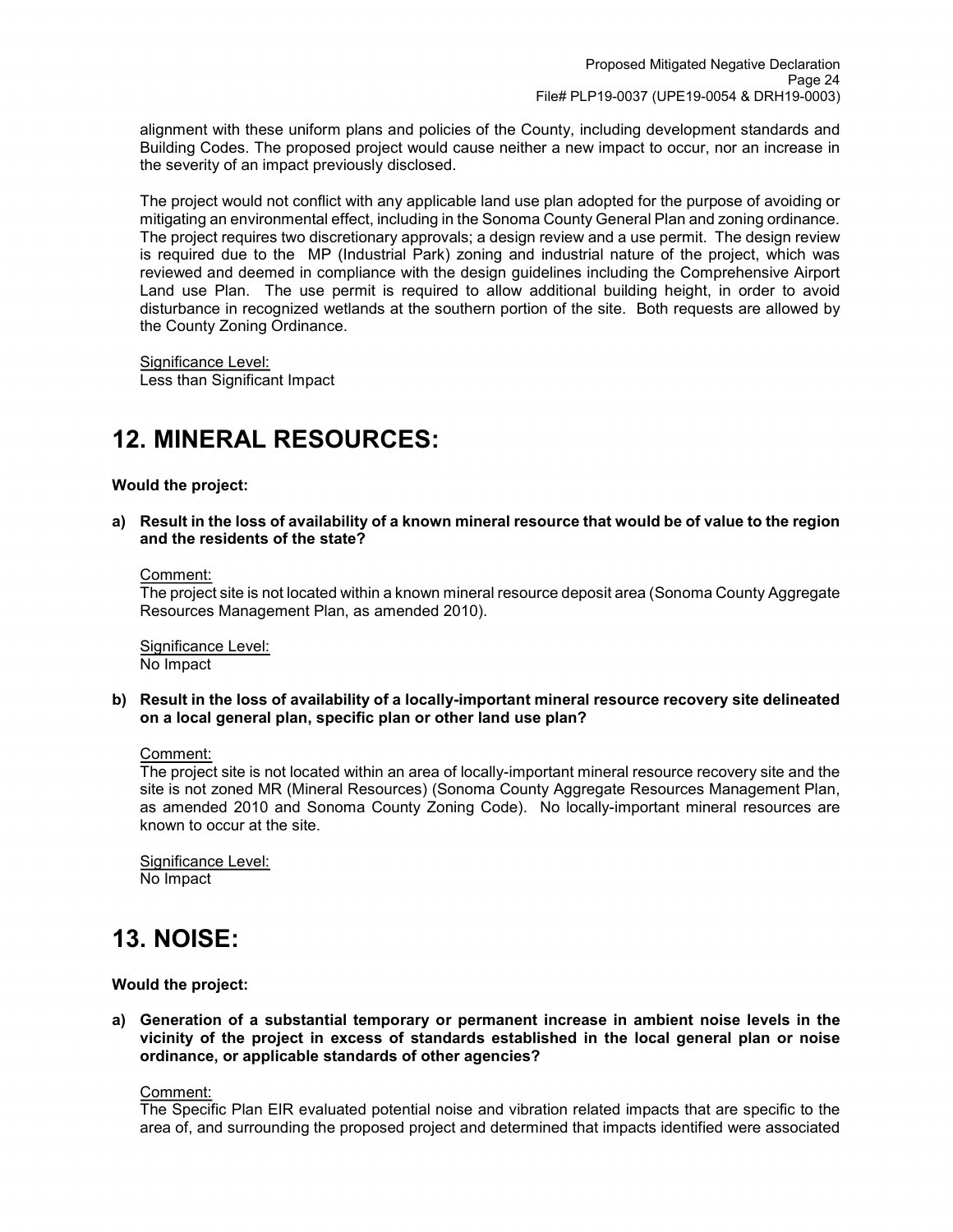alignment with these uniform plans and policies of the County, including development standards and Building Codes. The proposed project would cause neither a new impact to occur, nor an increase in the severity of an impact previously disclosed.

The project would not conflict with any applicable land use plan adopted for the purpose of avoiding or mitigating an environmental effect, including in the Sonoma County General Plan and zoning ordinance. The project requires two discretionary approvals; a design review and a use permit. The design review is required due to the MP (Industrial Park) zoning and industrial nature of the project, which was reviewed and deemed in compliance with the design guidelines including the Comprehensive Airport Land use Plan. The use permit is required to allow additional building height, in order to avoid disturbance in recognized wetlands at the southern portion of the site. Both requests are allowed by the County Zoning Ordinance.

Significance Level:
Less than Significant Impact

# 12. MINERAL RESOURCES:

**Would the project:**

**a) Result in the loss of availability of a known mineral resource that would be of value to the region and the residents of the state?**

Comment:
The project site is not located within a known mineral resource deposit area (Sonoma County Aggregate Resources Management Plan, as amended 2010).

Significance Level:
No Impact

**b) Result in the loss of availability of a locally-important mineral resource recovery site delineated on a local general plan, specific plan or other land use plan?**

Comment:
The project site is not located within an area of locally-important mineral resource recovery site and the site is not zoned MR (Mineral Resources) (Sonoma County Aggregate Resources Management Plan, as amended 2010 and Sonoma County Zoning Code). No locally-important mineral resources are known to occur at the site.

Significance Level:
No Impact

# 13. NOISE:

**Would the project:**

**a) Generation of a substantial temporary or permanent increase in ambient noise levels in the vicinity of the project in excess of standards established in the local general plan or noise ordinance, or applicable standards of other agencies?**

Comment:
The Specific Plan EIR evaluated potential noise and vibration related impacts that are specific to the area of, and surrounding the proposed project and determined that impacts identified were associated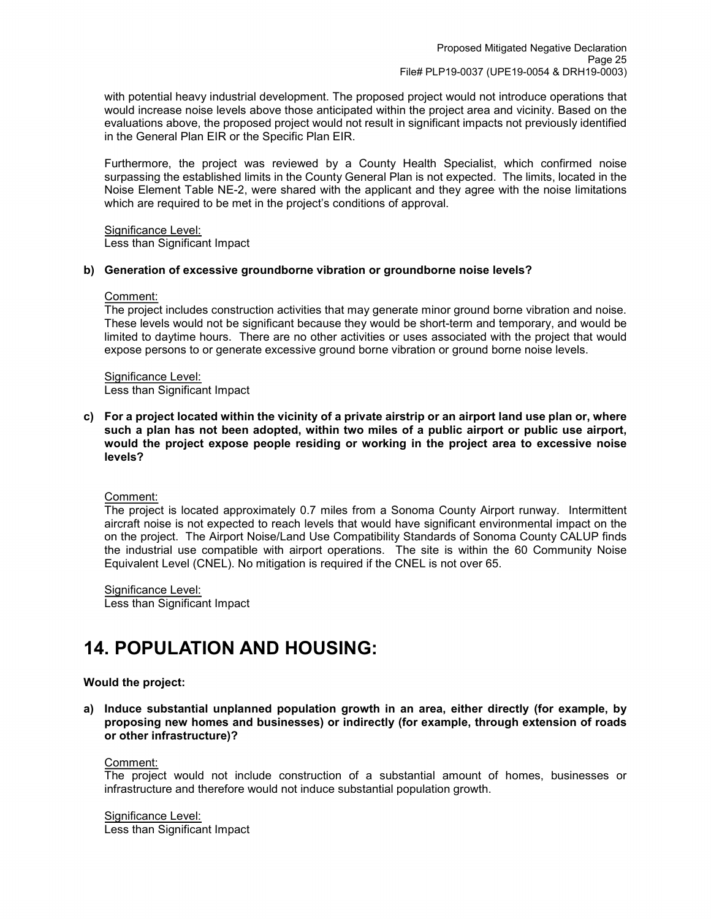with potential heavy industrial development. The proposed project would not introduce operations that would increase noise levels above those anticipated within the project area and vicinity. Based on the evaluations above, the proposed project would not result in significant impacts not previously identified in the General Plan EIR or the Specific Plan EIR.

Furthermore, the project was reviewed by a County Health Specialist, which confirmed noise surpassing the established limits in the County General Plan is not expected. The limits, located in the Noise Element Table NE-2, were shared with the applicant and they agree with the noise limitations which are required to be met in the project's conditions of approval.

Significance Level:
Less than Significant Impact

**b) Generation of excessive groundborne vibration or groundborne noise levels?**

Comment:
The project includes construction activities that may generate minor ground borne vibration and noise. These levels would not be significant because they would be short-term and temporary, and would be limited to daytime hours. There are no other activities or uses associated with the project that would expose persons to or generate excessive ground borne vibration or ground borne noise levels.

Significance Level:
Less than Significant Impact

**c) For a project located within the vicinity of a private airstrip or an airport land use plan or, where such a plan has not been adopted, within two miles of a public airport or public use airport, would the project expose people residing or working in the project area to excessive noise levels?**

Comment:
The project is located approximately 0.7 miles from a Sonoma County Airport runway. Intermittent aircraft noise is not expected to reach levels that would have significant environmental impact on the on the project. The Airport Noise/Land Use Compatibility Standards of Sonoma County CALUP finds the industrial use compatible with airport operations. The site is within the 60 Community Noise Equivalent Level (CNEL). No mitigation is required if the CNEL is not over 65.

Significance Level:
Less than Significant Impact

# 14. POPULATION AND HOUSING:

**Would the project:**

**a) Induce substantial unplanned population growth in an area, either directly (for example, by proposing new homes and businesses) or indirectly (for example, through extension of roads or other infrastructure)?**

Comment:
The project would not include construction of a substantial amount of homes, businesses or infrastructure and therefore would not induce substantial population growth.

Significance Level:
Less than Significant Impact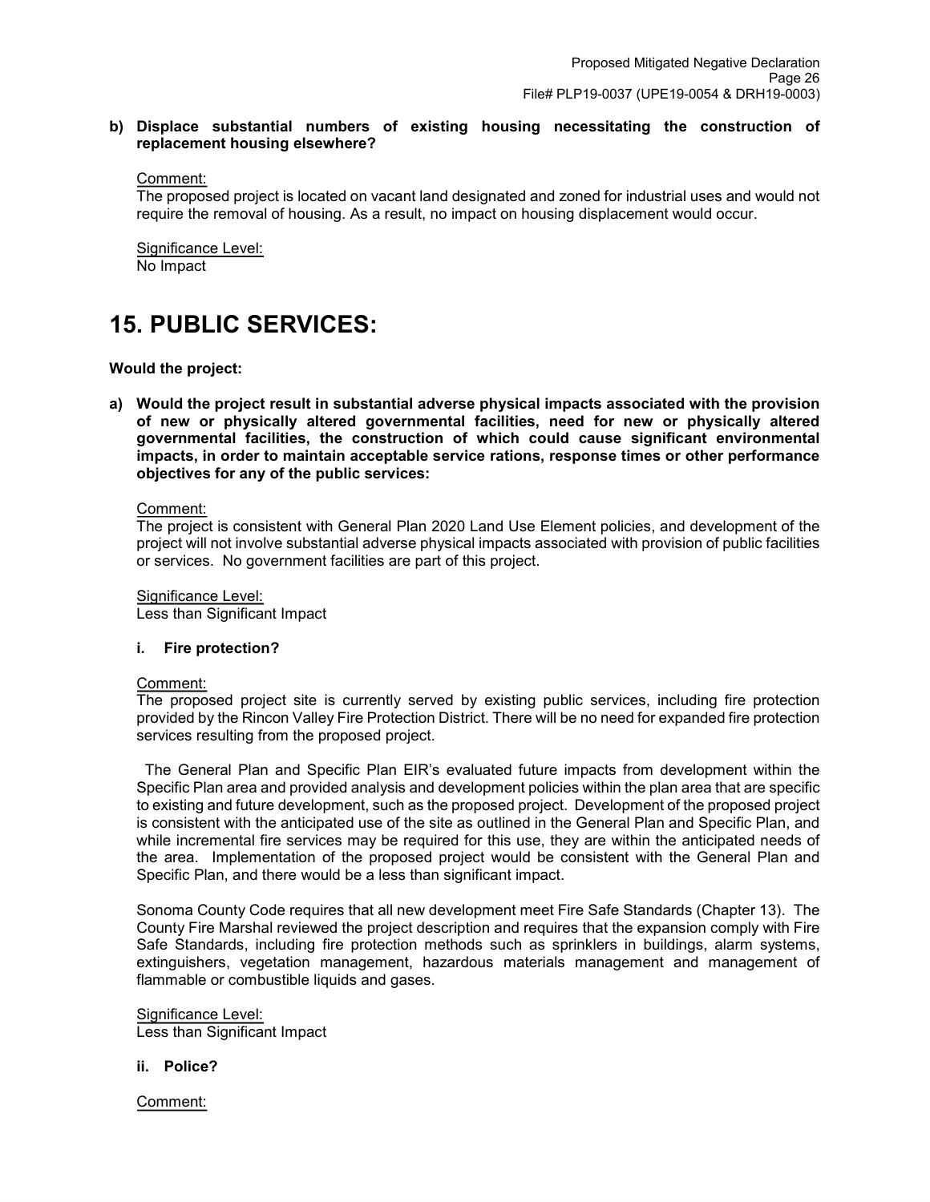**b) Displace substantial numbers of existing housing necessitating the construction of replacement housing elsewhere?**

Comment:
The proposed project is located on vacant land designated and zoned for industrial uses and would not require the removal of housing. As a result, no impact on housing displacement would occur.

Significance Level:
No Impact

# 15. PUBLIC SERVICES:

**Would the project:**

**a) Would the project result in substantial adverse physical impacts associated with the provision of new or physically altered governmental facilities, need for new or physically altered governmental facilities, the construction of which could cause significant environmental impacts, in order to maintain acceptable service rations, response times or other performance objectives for any of the public services:**

Comment:
The project is consistent with General Plan 2020 Land Use Element policies, and development of the project will not involve substantial adverse physical impacts associated with provision of public facilities or services. No government facilities are part of this project.

Significance Level:
Less than Significant Impact

**i. Fire protection?**

Comment:
The proposed project site is currently served by existing public services, including fire protection provided by the Rincon Valley Fire Protection District. There will be no need for expanded fire protection services resulting from the proposed project.

The General Plan and Specific Plan EIR's evaluated future impacts from development within the Specific Plan area and provided analysis and development policies within the plan area that are specific to existing and future development, such as the proposed project. Development of the proposed project is consistent with the anticipated use of the site as outlined in the General Plan and Specific Plan, and while incremental fire services may be required for this use, they are within the anticipated needs of the area. Implementation of the proposed project would be consistent with the General Plan and Specific Plan, and there would be a less than significant impact.

Sonoma County Code requires that all new development meet Fire Safe Standards (Chapter 13). The County Fire Marshal reviewed the project description and requires that the expansion comply with Fire Safe Standards, including fire protection methods such as sprinklers in buildings, alarm systems, extinguishers, vegetation management, hazardous materials management and management of flammable or combustible liquids and gases.

Significance Level:
Less than Significant Impact

**ii. Police?**

Comment: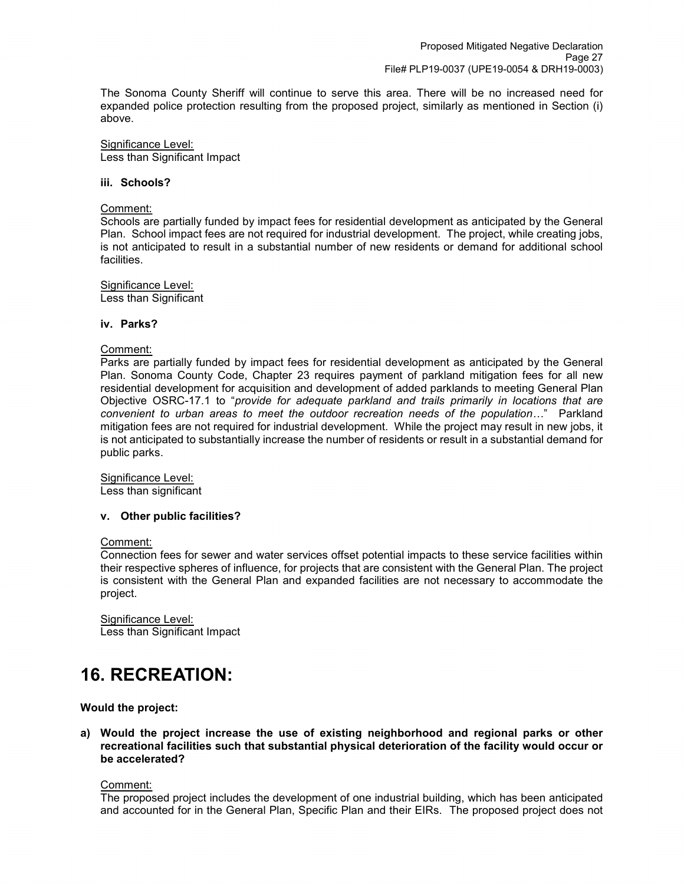The Sonoma County Sheriff will continue to serve this area. There will be no increased need for expanded police protection resulting from the proposed project, similarly as mentioned in Section (i) above.

Significance Level:
Less than Significant Impact

**iii. Schools?**

Comment:
Schools are partially funded by impact fees for residential development as anticipated by the General Plan. School impact fees are not required for industrial development. The project, while creating jobs, is not anticipated to result in a substantial number of new residents or demand for additional school facilities.

Significance Level:
Less than Significant

**iv. Parks?**

Comment:
Parks are partially funded by impact fees for residential development as anticipated by the General Plan. Sonoma County Code, Chapter 23 requires payment of parkland mitigation fees for all new residential development for acquisition and development of added parklands to meeting General Plan Objective OSRC-17.1 to "*provide for adequate parkland and trails primarily in locations that are convenient to urban areas to meet the outdoor recreation needs of the population…*" Parkland mitigation fees are not required for industrial development. While the project may result in new jobs, it is not anticipated to substantially increase the number of residents or result in a substantial demand for public parks.

Significance Level:
Less than significant

**v. Other public facilities?**

Comment:
Connection fees for sewer and water services offset potential impacts to these service facilities within their respective spheres of influence, for projects that are consistent with the General Plan. The project is consistent with the General Plan and expanded facilities are not necessary to accommodate the project.

Significance Level:
Less than Significant Impact

# 16. RECREATION:

**Would the project:**

**a) Would the project increase the use of existing neighborhood and regional parks or other recreational facilities such that substantial physical deterioration of the facility would occur or be accelerated?**

Comment:
The proposed project includes the development of one industrial building, which has been anticipated and accounted for in the General Plan, Specific Plan and their EIRs. The proposed project does not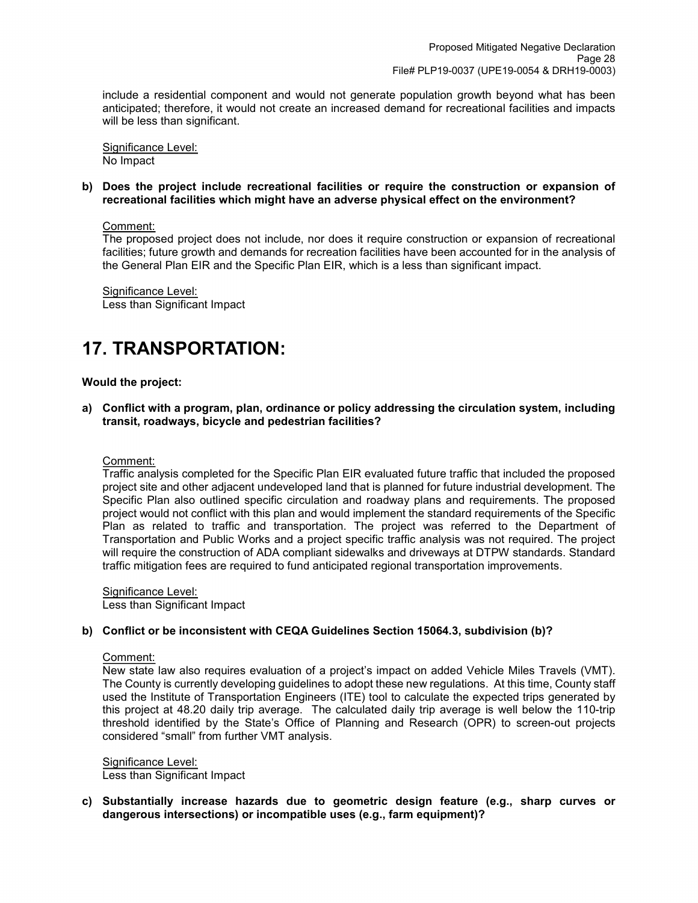include a residential component and would not generate population growth beyond what has been anticipated; therefore, it would not create an increased demand for recreational facilities and impacts will be less than significant.

Significance Level:
No Impact

**b) Does the project include recreational facilities or require the construction or expansion of recreational facilities which might have an adverse physical effect on the environment?**

Comment:
The proposed project does not include, nor does it require construction or expansion of recreational facilities; future growth and demands for recreation facilities have been accounted for in the analysis of the General Plan EIR and the Specific Plan EIR, which is a less than significant impact.

Significance Level:
Less than Significant Impact

# 17. TRANSPORTATION:

**Would the project:**

**a) Conflict with a program, plan, ordinance or policy addressing the circulation system, including transit, roadways, bicycle and pedestrian facilities?**

Comment:
Traffic analysis completed for the Specific Plan EIR evaluated future traffic that included the proposed project site and other adjacent undeveloped land that is planned for future industrial development. The Specific Plan also outlined specific circulation and roadway plans and requirements. The proposed project would not conflict with this plan and would implement the standard requirements of the Specific Plan as related to traffic and transportation. The project was referred to the Department of Transportation and Public Works and a project specific traffic analysis was not required. The project will require the construction of ADA compliant sidewalks and driveways at DTPW standards. Standard traffic mitigation fees are required to fund anticipated regional transportation improvements.

Significance Level:
Less than Significant Impact

**b) Conflict or be inconsistent with CEQA Guidelines Section 15064.3, subdivision (b)?**

Comment:
New state law also requires evaluation of a project's impact on added Vehicle Miles Travels (VMT). The County is currently developing guidelines to adopt these new regulations. At this time, County staff used the Institute of Transportation Engineers (ITE) tool to calculate the expected trips generated by this project at 48.20 daily trip average. The calculated daily trip average is well below the 110-trip threshold identified by the State's Office of Planning and Research (OPR) to screen-out projects considered "small" from further VMT analysis.

Significance Level:
Less than Significant Impact

**c) Substantially increase hazards due to geometric design feature (e.g., sharp curves or dangerous intersections) or incompatible uses (e.g., farm equipment)?**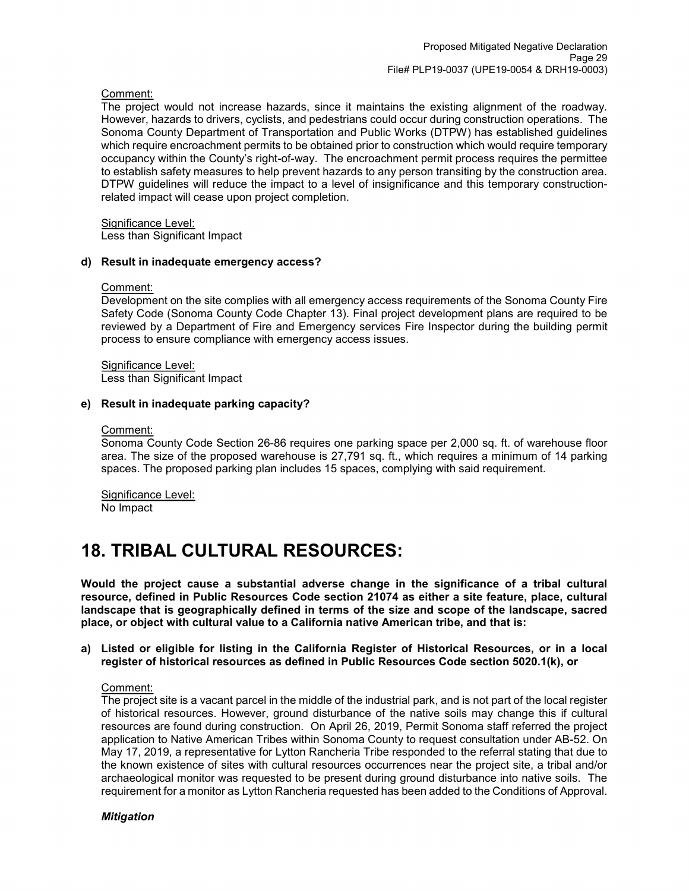Comment:

The project would not increase hazards, since it maintains the existing alignment of the roadway. However, hazards to drivers, cyclists, and pedestrians could occur during construction operations. The Sonoma County Department of Transportation and Public Works (DTPW) has established guidelines which require encroachment permits to be obtained prior to construction which would require temporary occupancy within the County's right-of-way. The encroachment permit process requires the permittee to establish safety measures to help prevent hazards to any person transiting by the construction area. DTPW guidelines will reduce the impact to a level of insignificance and this temporary construction-related impact will cease upon project completion.

Significance Level:
Less than Significant Impact

**d) Result in inadequate emergency access?**

Comment:

Development on the site complies with all emergency access requirements of the Sonoma County Fire Safety Code (Sonoma County Code Chapter 13). Final project development plans are required to be reviewed by a Department of Fire and Emergency services Fire Inspector during the building permit process to ensure compliance with emergency access issues.

Significance Level:
Less than Significant Impact

**e) Result in inadequate parking capacity?**

Comment:

Sonoma County Code Section 26-86 requires one parking space per 2,000 sq. ft. of warehouse floor area. The size of the proposed warehouse is 27,791 sq. ft., which requires a minimum of 14 parking spaces. The proposed parking plan includes 15 spaces, complying with said requirement.

Significance Level:
No Impact

# 18. TRIBAL CULTURAL RESOURCES:

**Would the project cause a substantial adverse change in the significance of a tribal cultural resource, defined in Public Resources Code section 21074 as either a site feature, place, cultural landscape that is geographically defined in terms of the size and scope of the landscape, sacred place, or object with cultural value to a California native American tribe, and that is:**

**a) Listed or eligible for listing in the California Register of Historical Resources, or in a local register of historical resources as defined in Public Resources Code section 5020.1(k), or**

Comment:

The project site is a vacant parcel in the middle of the industrial park, and is not part of the local register of historical resources. However, ground disturbance of the native soils may change this if cultural resources are found during construction. On April 26, 2019, Permit Sonoma staff referred the project application to Native American Tribes within Sonoma County to request consultation under AB-52. On May 17, 2019, a representative for Lytton Rancheria Tribe responded to the referral stating that due to the known existence of sites with cultural resources occurrences near the project site, a tribal and/or archaeological monitor was requested to be present during ground disturbance into native soils. The requirement for a monitor as Lytton Rancheria requested has been added to the Conditions of Approval.

***Mitigation***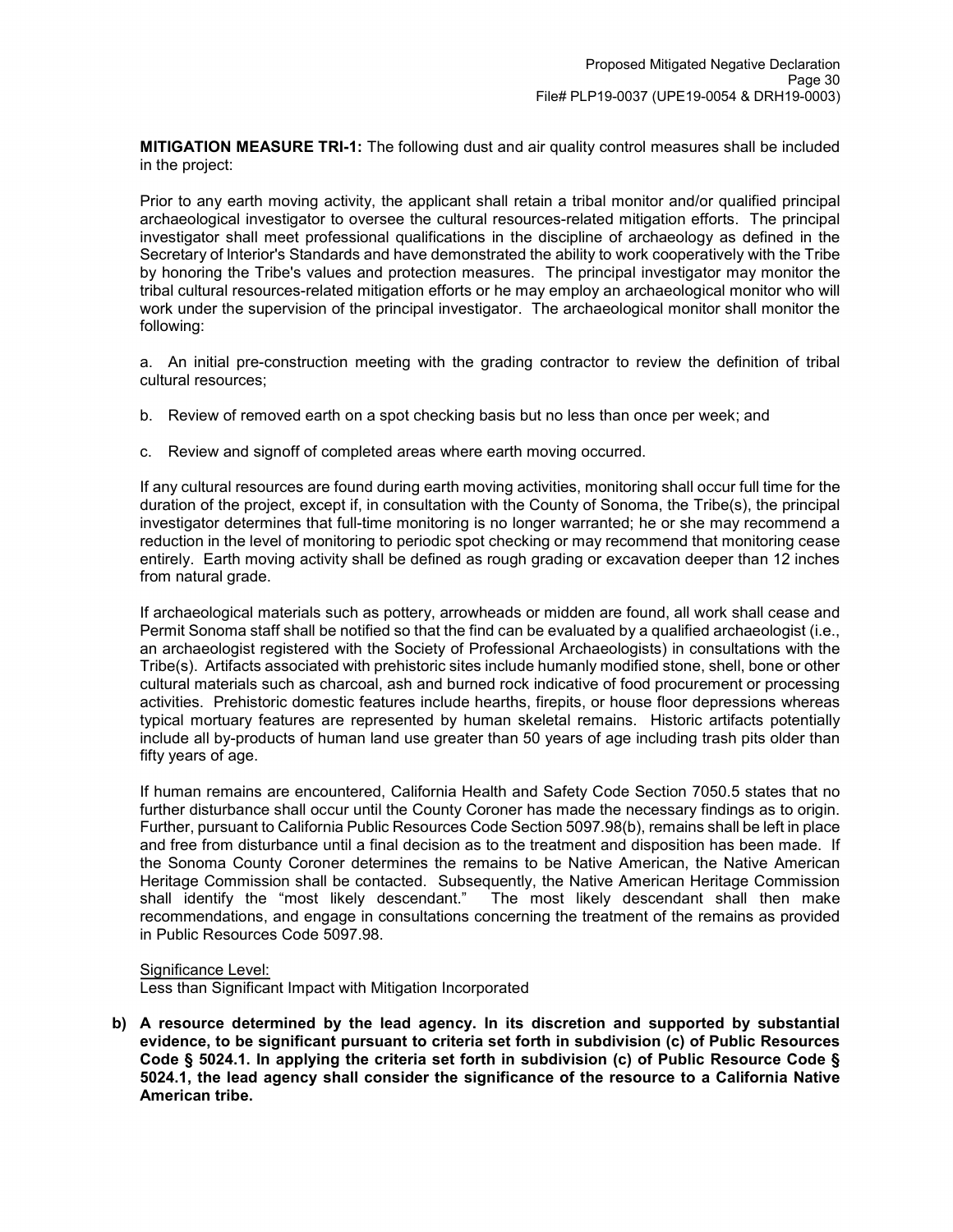**MITIGATION MEASURE TRI-1:** The following dust and air quality control measures shall be included in the project:

Prior to any earth moving activity, the applicant shall retain a tribal monitor and/or qualified principal archaeological investigator to oversee the cultural resources-related mitigation efforts. The principal investigator shall meet professional qualifications in the discipline of archaeology as defined in the Secretary of lnterior's Standards and have demonstrated the ability to work cooperatively with the Tribe by honoring the Tribe's values and protection measures. The principal investigator may monitor the tribal cultural resources-related mitigation efforts or he may employ an archaeological monitor who will work under the supervision of the principal investigator. The archaeological monitor shall monitor the following:

a. An initial pre-construction meeting with the grading contractor to review the definition of tribal cultural resources;

b. Review of removed earth on a spot checking basis but no less than once per week; and

c. Review and signoff of completed areas where earth moving occurred.

If any cultural resources are found during earth moving activities, monitoring shall occur full time for the duration of the project, except if, in consultation with the County of Sonoma, the Tribe(s), the principal investigator determines that full-time monitoring is no longer warranted; he or she may recommend a reduction in the level of monitoring to periodic spot checking or may recommend that monitoring cease entirely. Earth moving activity shall be defined as rough grading or excavation deeper than 12 inches from natural grade.

If archaeological materials such as pottery, arrowheads or midden are found, all work shall cease and Permit Sonoma staff shall be notified so that the find can be evaluated by a qualified archaeologist (i.e., an archaeologist registered with the Society of Professional Archaeologists) in consultations with the Tribe(s). Artifacts associated with prehistoric sites include humanly modified stone, shell, bone or other cultural materials such as charcoal, ash and burned rock indicative of food procurement or processing activities. Prehistoric domestic features include hearths, firepits, or house floor depressions whereas typical mortuary features are represented by human skeletal remains. Historic artifacts potentially include all by-products of human land use greater than 50 years of age including trash pits older than fifty years of age.

If human remains are encountered, California Health and Safety Code Section 7050.5 states that no further disturbance shall occur until the County Coroner has made the necessary findings as to origin. Further, pursuant to California Public Resources Code Section 5097.98(b), remains shall be left in place and free from disturbance until a final decision as to the treatment and disposition has been made. If the Sonoma County Coroner determines the remains to be Native American, the Native American Heritage Commission shall be contacted. Subsequently, the Native American Heritage Commission shall identify the "most likely descendant." The most likely descendant shall then make recommendations, and engage in consultations concerning the treatment of the remains as provided in Public Resources Code 5097.98.

Significance Level:
Less than Significant Impact with Mitigation Incorporated

**b) A resource determined by the lead agency. In its discretion and supported by substantial evidence, to be significant pursuant to criteria set forth in subdivision (c) of Public Resources Code § 5024.1. In applying the criteria set forth in subdivision (c) of Public Resource Code § 5024.1, the lead agency shall consider the significance of the resource to a California Native American tribe.**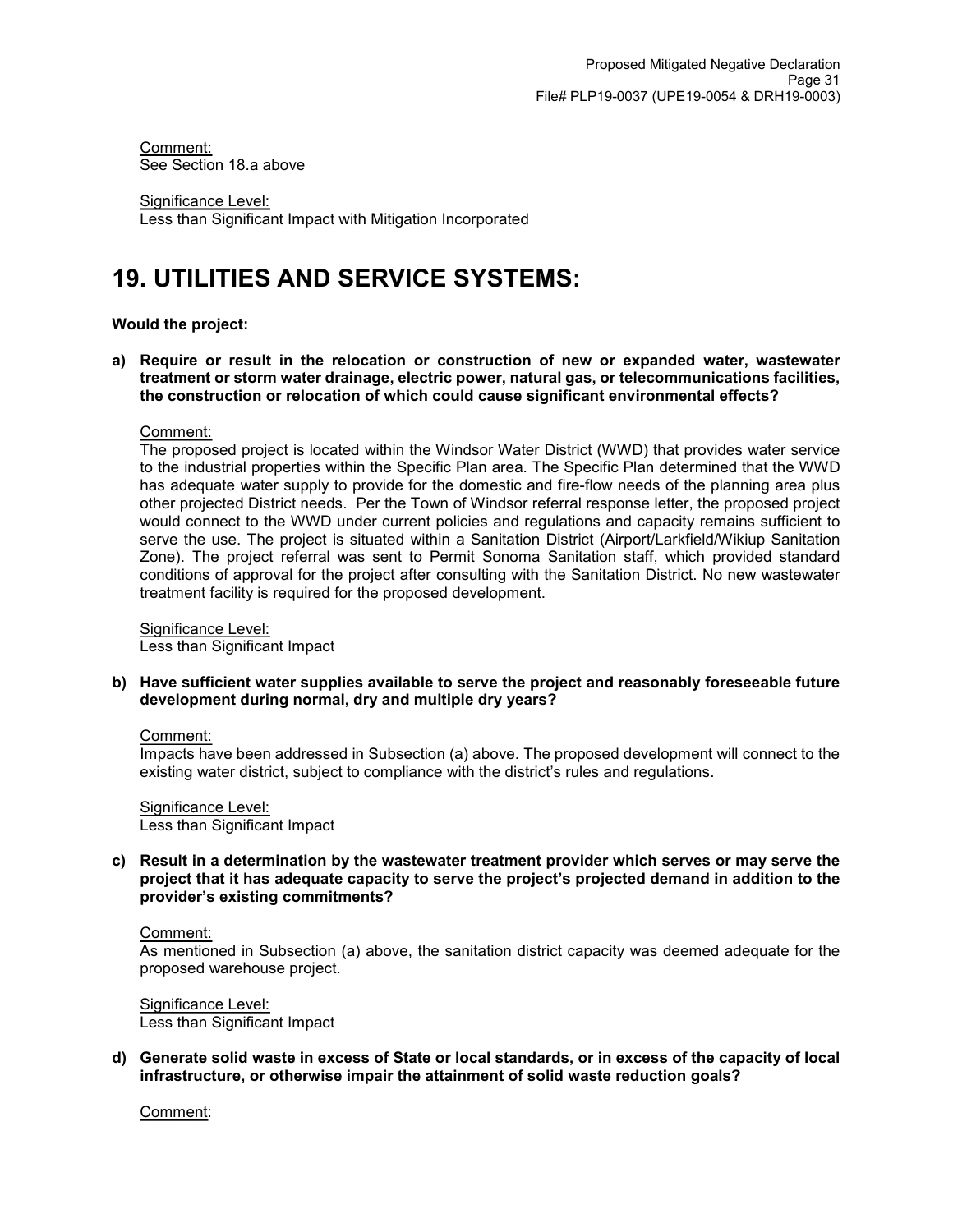Comment:
See Section 18.a above

Significance Level:
Less than Significant Impact with Mitigation Incorporated

# 19. UTILITIES AND SERVICE SYSTEMS:

**Would the project:**

**a) Require or result in the relocation or construction of new or expanded water, wastewater treatment or storm water drainage, electric power, natural gas, or telecommunications facilities, the construction or relocation of which could cause significant environmental effects?**

Comment:
The proposed project is located within the Windsor Water District (WWD) that provides water service to the industrial properties within the Specific Plan area. The Specific Plan determined that the WWD has adequate water supply to provide for the domestic and fire-flow needs of the planning area plus other projected District needs. Per the Town of Windsor referral response letter, the proposed project would connect to the WWD under current policies and regulations and capacity remains sufficient to serve the use. The project is situated within a Sanitation District (Airport/Larkfield/Wikiup Sanitation Zone). The project referral was sent to Permit Sonoma Sanitation staff, which provided standard conditions of approval for the project after consulting with the Sanitation District. No new wastewater treatment facility is required for the proposed development.

Significance Level:
Less than Significant Impact

**b) Have sufficient water supplies available to serve the project and reasonably foreseeable future development during normal, dry and multiple dry years?**

Comment:
Impacts have been addressed in Subsection (a) above. The proposed development will connect to the existing water district, subject to compliance with the district's rules and regulations.

Significance Level:
Less than Significant Impact

**c) Result in a determination by the wastewater treatment provider which serves or may serve the project that it has adequate capacity to serve the project's projected demand in addition to the provider's existing commitments?**

Comment:
As mentioned in Subsection (a) above, the sanitation district capacity was deemed adequate for the proposed warehouse project.

Significance Level:
Less than Significant Impact

**d) Generate solid waste in excess of State or local standards, or in excess of the capacity of local infrastructure, or otherwise impair the attainment of solid waste reduction goals?**

Comment: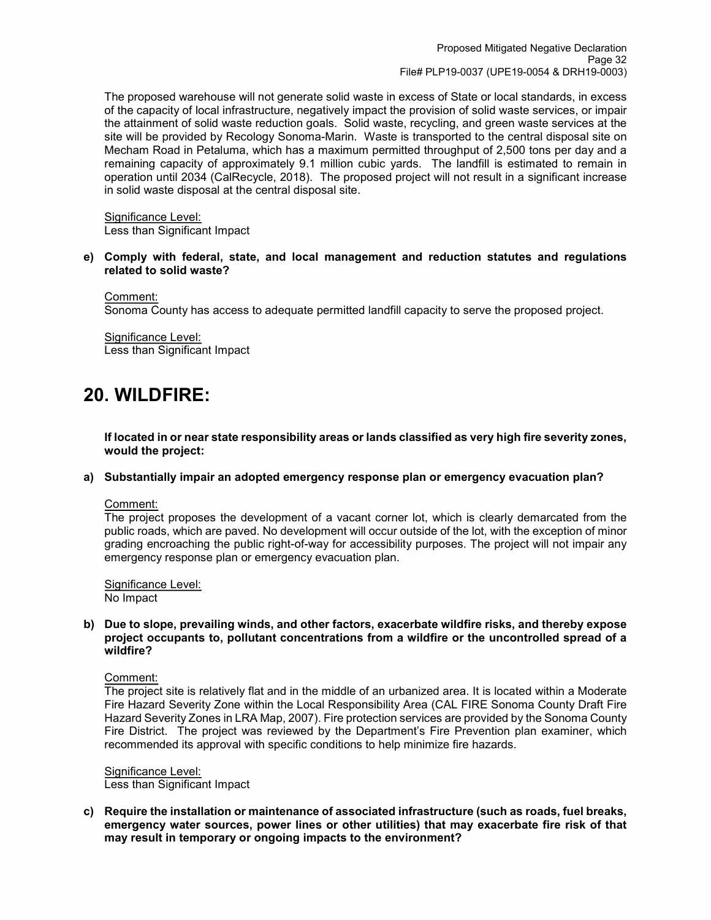The proposed warehouse will not generate solid waste in excess of State or local standards, in excess of the capacity of local infrastructure, negatively impact the provision of solid waste services, or impair the attainment of solid waste reduction goals. Solid waste, recycling, and green waste services at the site will be provided by Recology Sonoma-Marin. Waste is transported to the central disposal site on Mecham Road in Petaluma, which has a maximum permitted throughput of 2,500 tons per day and a remaining capacity of approximately 9.1 million cubic yards. The landfill is estimated to remain in operation until 2034 (CalRecycle, 2018). The proposed project will not result in a significant increase in solid waste disposal at the central disposal site.

Significance Level:
Less than Significant Impact

**e) Comply with federal, state, and local management and reduction statutes and regulations related to solid waste?**

Comment:
Sonoma County has access to adequate permitted landfill capacity to serve the proposed project.

Significance Level:
Less than Significant Impact

# 20. WILDFIRE:

**If located in or near state responsibility areas or lands classified as very high fire severity zones, would the project:**

**a) Substantially impair an adopted emergency response plan or emergency evacuation plan?**

Comment:
The project proposes the development of a vacant corner lot, which is clearly demarcated from the public roads, which are paved. No development will occur outside of the lot, with the exception of minor grading encroaching the public right-of-way for accessibility purposes. The project will not impair any emergency response plan or emergency evacuation plan.

Significance Level:
No Impact

**b) Due to slope, prevailing winds, and other factors, exacerbate wildfire risks, and thereby expose project occupants to, pollutant concentrations from a wildfire or the uncontrolled spread of a wildfire?**

Comment:
The project site is relatively flat and in the middle of an urbanized area. It is located within a Moderate Fire Hazard Severity Zone within the Local Responsibility Area (CAL FIRE Sonoma County Draft Fire Hazard Severity Zones in LRA Map, 2007). Fire protection services are provided by the Sonoma County Fire District. The project was reviewed by the Department's Fire Prevention plan examiner, which recommended its approval with specific conditions to help minimize fire hazards.

Significance Level:
Less than Significant Impact

**c) Require the installation or maintenance of associated infrastructure (such as roads, fuel breaks, emergency water sources, power lines or other utilities) that may exacerbate fire risk of that may result in temporary or ongoing impacts to the environment?**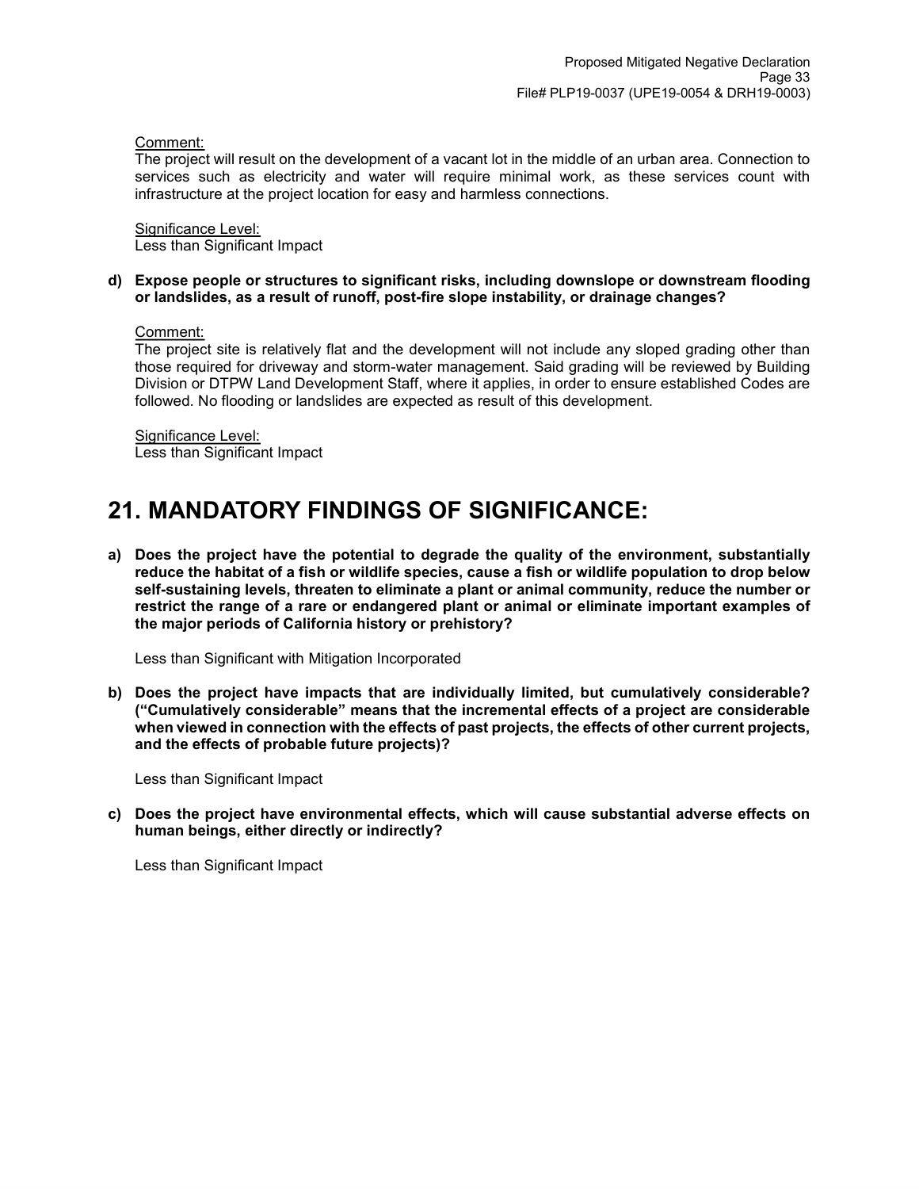Comment:
The project will result on the development of a vacant lot in the middle of an urban area. Connection to services such as electricity and water will require minimal work, as these services count with infrastructure at the project location for easy and harmless connections.

Significance Level:
Less than Significant Impact

**d) Expose people or structures to significant risks, including downslope or downstream flooding or landslides, as a result of runoff, post-fire slope instability, or drainage changes?**

Comment:
The project site is relatively flat and the development will not include any sloped grading other than those required for driveway and storm-water management. Said grading will be reviewed by Building Division or DTPW Land Development Staff, where it applies, in order to ensure established Codes are followed. No flooding or landslides are expected as result of this development.

Significance Level:
Less than Significant Impact

# 21. MANDATORY FINDINGS OF SIGNIFICANCE:

**a) Does the project have the potential to degrade the quality of the environment, substantially reduce the habitat of a fish or wildlife species, cause a fish or wildlife population to drop below self-sustaining levels, threaten to eliminate a plant or animal community, reduce the number or restrict the range of a rare or endangered plant or animal or eliminate important examples of the major periods of California history or prehistory?**

Less than Significant with Mitigation Incorporated

**b) Does the project have impacts that are individually limited, but cumulatively considerable? ("Cumulatively considerable" means that the incremental effects of a project are considerable when viewed in connection with the effects of past projects, the effects of other current projects, and the effects of probable future projects)?**

Less than Significant Impact

**c) Does the project have environmental effects, which will cause substantial adverse effects on human beings, either directly or indirectly?**

Less than Significant Impact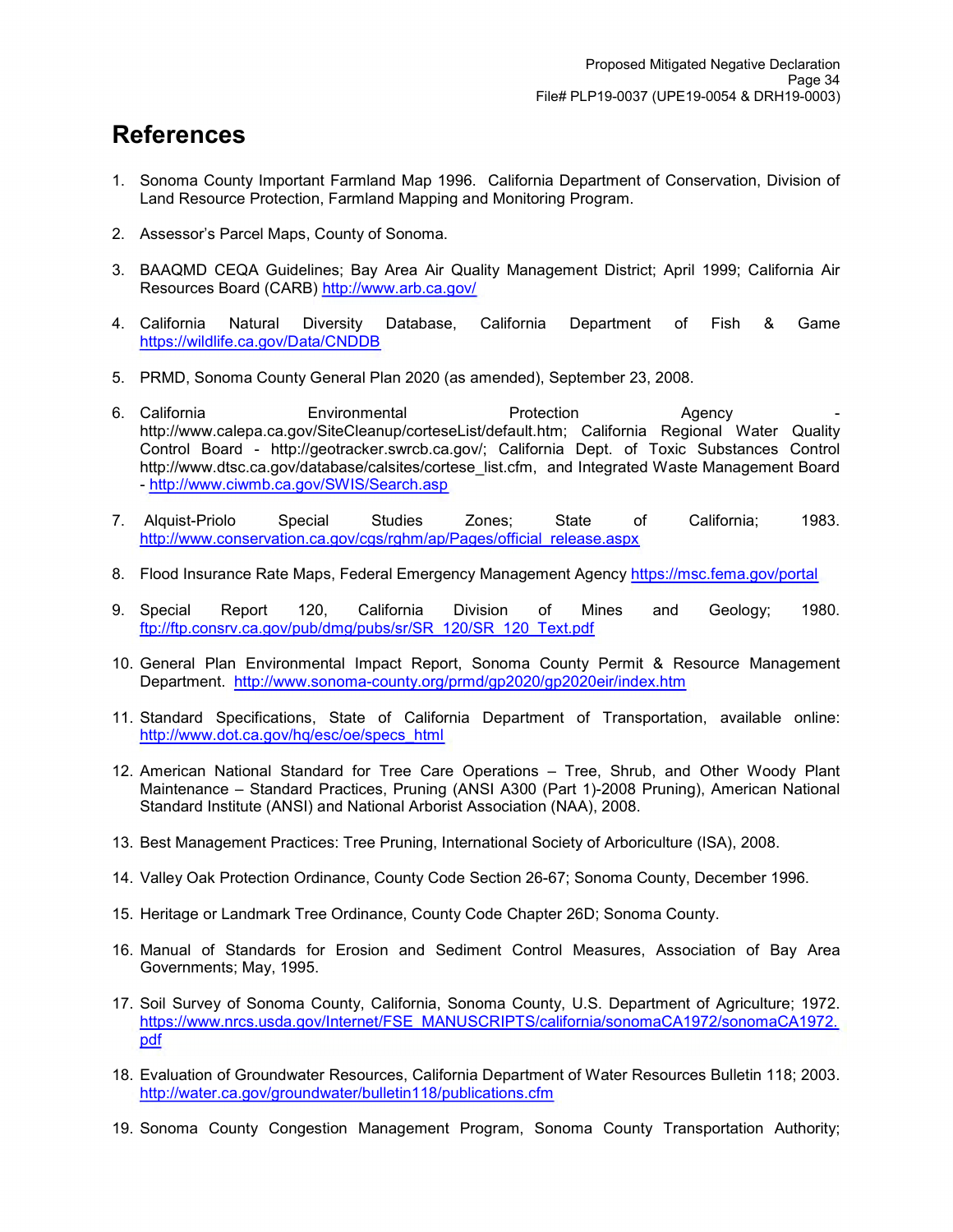# References

1. Sonoma County Important Farmland Map 1996. California Department of Conservation, Division of Land Resource Protection, Farmland Mapping and Monitoring Program.

2. Assessor's Parcel Maps, County of Sonoma.

3. BAAQMD CEQA Guidelines; Bay Area Air Quality Management District; April 1999; California Air Resources Board (CARB) http://www.arb.ca.gov/

4. California Natural Diversity Database, California Department of Fish & Game https://wildlife.ca.gov/Data/CNDDB

5. PRMD, Sonoma County General Plan 2020 (as amended), September 23, 2008.

6. California Environmental Protection Agency - http://www.calepa.ca.gov/SiteCleanup/corteseList/default.htm; California Regional Water Quality Control Board - http://geotracker.swrcb.ca.gov/; California Dept. of Toxic Substances Control http://www.dtsc.ca.gov/database/calsites/cortese_list.cfm, and Integrated Waste Management Board - http://www.ciwmb.ca.gov/SWIS/Search.asp

7. Alquist-Priolo Special Studies Zones; State of California; 1983. http://www.conservation.ca.gov/cgs/rghm/ap/Pages/official_release.aspx

8. Flood Insurance Rate Maps, Federal Emergency Management Agency https://msc.fema.gov/portal

9. Special Report 120, California Division of Mines and Geology; 1980. ftp://ftp.consrv.ca.gov/pub/dmg/pubs/sr/SR_120/SR_120_Text.pdf

10. General Plan Environmental Impact Report, Sonoma County Permit & Resource Management Department. http://www.sonoma-county.org/prmd/gp2020/gp2020eir/index.htm

11. Standard Specifications, State of California Department of Transportation, available online: http://www.dot.ca.gov/hq/esc/oe/specs_html

12. American National Standard for Tree Care Operations – Tree, Shrub, and Other Woody Plant Maintenance – Standard Practices, Pruning (ANSI A300 (Part 1)-2008 Pruning), American National Standard Institute (ANSI) and National Arborist Association (NAA), 2008.

13. Best Management Practices: Tree Pruning, International Society of Arboriculture (ISA), 2008.

14. Valley Oak Protection Ordinance, County Code Section 26-67; Sonoma County, December 1996.

15. Heritage or Landmark Tree Ordinance, County Code Chapter 26D; Sonoma County.

16. Manual of Standards for Erosion and Sediment Control Measures, Association of Bay Area Governments; May, 1995.

17. Soil Survey of Sonoma County, California, Sonoma County, U.S. Department of Agriculture; 1972. https://www.nrcs.usda.gov/Internet/FSE_MANUSCRIPTS/california/sonomaCA1972/sonomaCA1972.pdf

18. Evaluation of Groundwater Resources, California Department of Water Resources Bulletin 118; 2003. http://water.ca.gov/groundwater/bulletin118/publications.cfm

19. Sonoma County Congestion Management Program, Sonoma County Transportation Authority;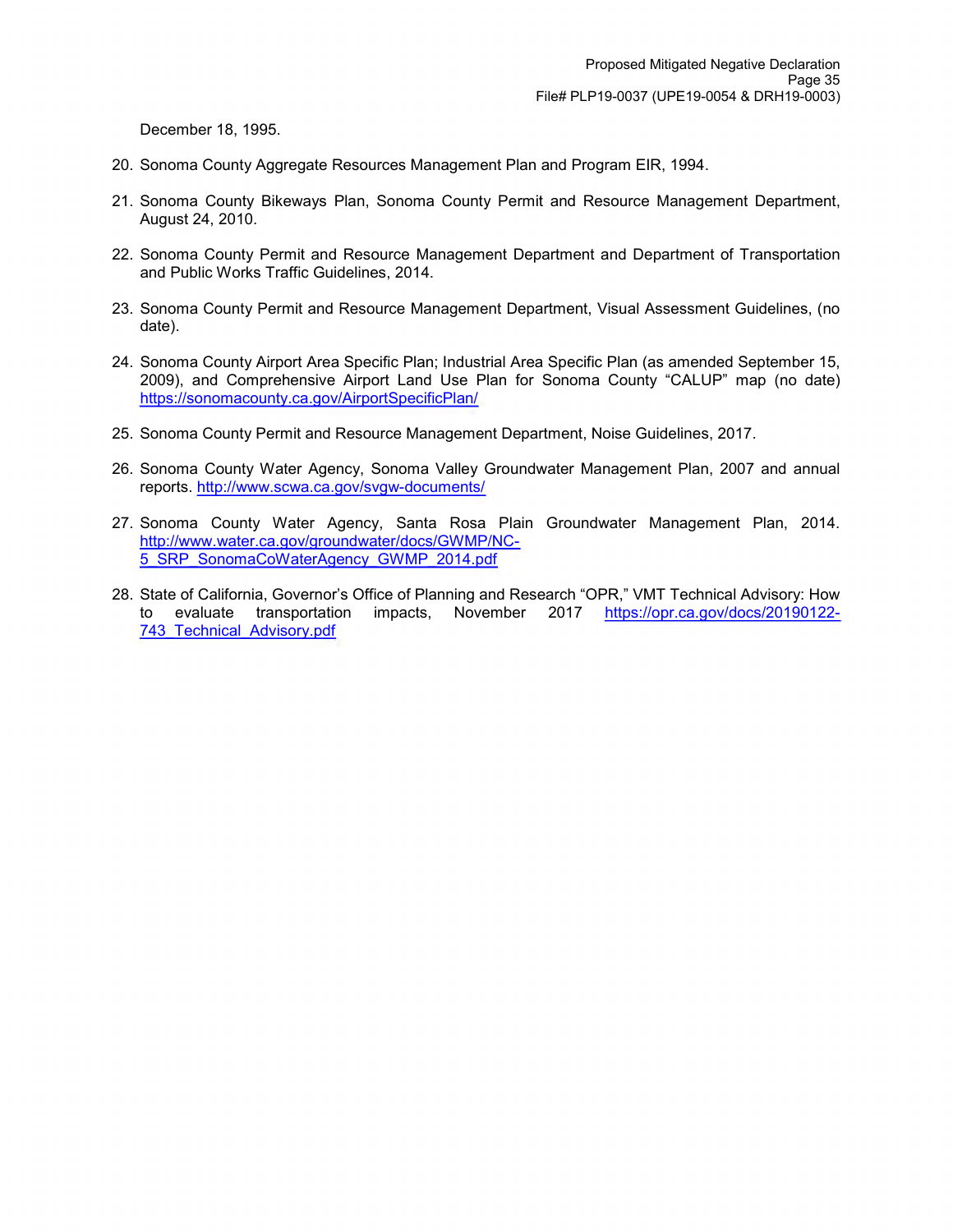December 18, 1995.

20. Sonoma County Aggregate Resources Management Plan and Program EIR, 1994.

21. Sonoma County Bikeways Plan, Sonoma County Permit and Resource Management Department, August 24, 2010.

22. Sonoma County Permit and Resource Management Department and Department of Transportation and Public Works Traffic Guidelines, 2014.

23. Sonoma County Permit and Resource Management Department, Visual Assessment Guidelines, (no date).

24. Sonoma County Airport Area Specific Plan; Industrial Area Specific Plan (as amended September 15, 2009), and Comprehensive Airport Land Use Plan for Sonoma County "CALUP" map (no date) https://sonomacounty.ca.gov/AirportSpecificPlan/

25. Sonoma County Permit and Resource Management Department, Noise Guidelines, 2017.

26. Sonoma County Water Agency, Sonoma Valley Groundwater Management Plan, 2007 and annual reports. http://www.scwa.ca.gov/svgw-documents/

27. Sonoma County Water Agency, Santa Rosa Plain Groundwater Management Plan, 2014. http://www.water.ca.gov/groundwater/docs/GWMP/NC-5_SRP_SonomaCoWaterAgency_GWMP_2014.pdf

28. State of California, Governor's Office of Planning and Research "OPR," VMT Technical Advisory: How to evaluate transportation impacts, November 2017 https://opr.ca.gov/docs/20190122-743_Technical_Advisory.pdf